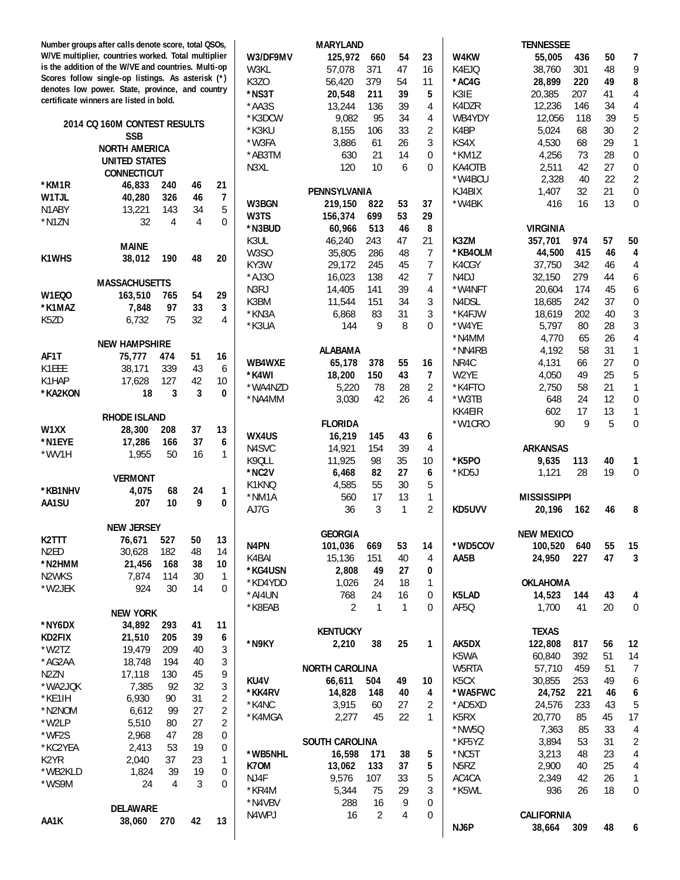Number groups after calls denote score, total QSOs, W/VE multiplier, countries worked. Total multiplier is the addition of the W/VE and countries. Multi-op Scores follow single-op listings. As asterisk (*) denotes low power. State, province, and country certificate winners are listed in bold.

## 2014 CQ 160M CONTEST RESULTS

### SSB

### NORTH AMERICA

### UNITED STATES

#### CONNECTICUT

| Call | Score | QSOs | W/VE | Countries |
|---|---|---|---|---|
| **\*KM1R** | **46,833** | **240** | **46** | **21** |
| **W1TJL** | **40,280** | **326** | **46** | **7** |
| N1ABY | 13,221 | 143 | 34 | 5 |
| *N1ZN | 32 | 4 | 4 | 0 |

#### MAINE

| Call | Score | QSOs | W/VE | Countries |
|---|---|---|---|---|
| **K1WHS** | **38,012** | **190** | **48** | **20** |

#### MASSACHUSETTS

| Call | Score | QSOs | W/VE | Countries |
|---|---|---|---|---|
| **W1EQO** | **163,510** | **765** | **54** | **29** |
| **\*K1MAZ** | **7,848** | **97** | **33** | **3** |
| K5ZD | 6,732 | 75 | 32 | 4 |

#### NEW HAMPSHIRE

| Call | Score | QSOs | W/VE | Countries |
|---|---|---|---|---|
| **AF1T** | **75,777** | **474** | **51** | **16** |
| K1EEE | 38,171 | 339 | 43 | 6 |
| K1HAP | 17,628 | 127 | 42 | 10 |
| **\*KA2KON** | **18** | **3** | **3** | **0** |

#### RHODE ISLAND

| Call | Score | QSOs | W/VE | Countries |
|---|---|---|---|---|
| **W1XX** | **28,300** | **208** | **37** | **13** |
| **\*N1EYE** | **17,286** | **166** | **37** | **6** |
| *WV1H | 1,955 | 50 | 16 | 1 |

#### VERMONT

| Call | Score | QSOs | W/VE | Countries |
|---|---|---|---|---|
| **\*KB1NHV** | **4,075** | **68** | **24** | **1** |
| **AA1SU** | **207** | **10** | **9** | **0** |

#### NEW JERSEY

| Call | Score | QSOs | W/VE | Countries |
|---|---|---|---|---|
| **K2TTT** | **76,671** | **527** | **50** | **13** |
| N2ED | 30,628 | 182 | 48 | 14 |
| **\*N2HMM** | **21,456** | **168** | **38** | **10** |
| N2WKS | 7,874 | 114 | 30 | 1 |
| *W2JEK | 924 | 30 | 14 | 0 |

#### NEW YORK

| Call | Score | QSOs | W/VE | Countries |
|---|---|---|---|---|
| **\*NY6DX** | **34,892** | **293** | **41** | **11** |
| **KD2FIX** | **21,510** | **205** | **39** | **6** |
| *W2TZ | 19,479 | 209 | 40 | 3 |
| *AG2AA | 18,748 | 194 | 40 | 3 |
| N2ZN | 17,118 | 130 | 45 | 9 |
| *WA2JQK | 7,385 | 92 | 32 | 3 |
| *KE1IH | 6,930 | 90 | 31 | 2 |
| *N2NOM | 6,612 | 99 | 27 | 2 |
| *W2LP | 5,510 | 80 | 27 | 2 |
| *WF2S | 2,968 | 47 | 28 | 0 |
| *KC2YEA | 2,413 | 53 | 19 | 0 |
| K2YR | 2,040 | 37 | 23 | 1 |
| *WB2KLD | 1,824 | 39 | 19 | 0 |
| *WS9M | 24 | 4 | 3 | 0 |

#### DELAWARE

| Call | Score | QSOs | W/VE | Countries |
|---|---|---|---|---|
| **AA1K** | **38,060** | **270** | **42** | **13** |

#### MARYLAND

| Call | Score | QSOs | W/VE | Countries |
|---|---|---|---|---|
| **W3/DF9MV** | **125,972** | **660** | **54** | **23** |
| W3KL | 57,078 | 371 | 47 | 16 |
| K3ZO | 56,420 | 379 | 54 | 11 |
| **\*NS3T** | **20,548** | **211** | **39** | **5** |
| *AA3S | 13,244 | 136 | 39 | 4 |
| *K3DCW | 9,082 | 95 | 34 | 4 |
| *K3KU | 8,155 | 106 | 33 | 2 |
| *W3FA | 3,886 | 61 | 26 | 3 |
| *AB3TM | 630 | 21 | 14 | 0 |
| N3XL | 120 | 10 | 6 | 0 |

#### PENNSYLVANIA

| Call | Score | QSOs | W/VE | Countries |
|---|---|---|---|---|
| **W3BGN** | **219,150** | **822** | **53** | **37** |
| **W3TS** | **156,374** | **699** | **53** | **29** |
| **\*N3BUD** | **60,966** | **513** | **46** | **8** |
| K3UL | 46,240 | 243 | 47 | 21 |
| W3SO | 35,805 | 286 | 48 | 7 |
| KY3W | 29,172 | 245 | 45 | 7 |
| *AJ3O | 16,023 | 138 | 42 | 7 |
| N3RJ | 14,405 | 141 | 39 | 4 |
| K3BM | 11,544 | 151 | 34 | 3 |
| *KN3A | 6,868 | 83 | 31 | 3 |
| *K3UA | 144 | 9 | 8 | 0 |

#### ALABAMA

| Call | Score | QSOs | W/VE | Countries |
|---|---|---|---|---|
| **WB4WXE** | **65,178** | **378** | **55** | **16** |
| **\*K4WI** | **18,200** | **150** | **43** | **7** |
| *WA4NZD | 5,220 | 78 | 28 | 2 |
| *NA4MM | 3,030 | 42 | 26 | 4 |

#### FLORIDA

| Call | Score | QSOs | W/VE | Countries |
|---|---|---|---|---|
| **WX4US** | **16,219** | **145** | **43** | **6** |
| N4SVC | 14,921 | 154 | 39 | 4 |
| K9QLL | 11,925 | 98 | 35 | 10 |
| **\*NC2V** | **6,468** | **82** | **27** | **6** |
| K1KNQ | 4,585 | 55 | 30 | 5 |
| *NM1A | 560 | 17 | 13 | 1 |
| AJ7G | 36 | 3 | 1 | 2 |

#### GEORGIA

| Call | Score | QSOs | W/VE | Countries |
|---|---|---|---|---|
| **N4PN** | **101,036** | **669** | **53** | **14** |
| K4BAI | 15,136 | 151 | 40 | 4 |
| **\*KG4USN** | **2,808** | **49** | **27** | **0** |
| *KD4YDD | 1,026 | 24 | 18 | 1 |
| *AI4UN | 768 | 24 | 16 | 0 |
| *K8EAB | 2 | 1 | 1 | 0 |

#### KENTUCKY

| Call | Score | QSOs | W/VE | Countries |
|---|---|---|---|---|
| **\*N9KY** | **2,210** | **38** | **25** | **1** |

#### NORTH CAROLINA

| Call | Score | QSOs | W/VE | Countries |
|---|---|---|---|---|
| **KU4V** | **66,611** | **504** | **49** | **10** |
| **\*KK4RV** | **14,828** | **148** | **40** | **4** |
| *K4NC | 3,915 | 60 | 27 | 2 |
| *K4MGA | 2,277 | 45 | 22 | 1 |

#### SOUTH CAROLINA

| Call | Score | QSOs | W/VE | Countries |
|---|---|---|---|---|
| **\*WB5NHL** | **16,598** | **171** | **38** | **5** |
| **K7OM** | **13,062** | **133** | **37** | **5** |
| NJ4F | 9,576 | 107 | 33 | 5 |
| *KR4M | 5,344 | 75 | 29 | 3 |
| *N4VBV | 288 | 16 | 9 | 0 |
| N4WPJ | 16 | 2 | 4 | 0 |

#### TENNESSEE

| Call | Score | QSOs | W/VE | Countries |
|---|---|---|---|---|
| **W4KW** | **55,005** | **436** | **50** | **7** |
| K4EJQ | 38,760 | 301 | 48 | 9 |
| **\*AC4G** | **28,899** | **220** | **49** | **8** |
| K3IE | 20,385 | 207 | 41 | 4 |
| K4DZR | 12,236 | 146 | 34 | 4 |
| WB4YDY | 12,056 | 118 | 39 | 5 |
| K4BP | 5,024 | 68 | 30 | 2 |
| KS4X | 4,530 | 68 | 29 | 1 |
| *KM1Z | 4,256 | 73 | 28 | 0 |
| KA4OTB | 2,511 | 42 | 27 | 0 |
| *W4BCU | 2,328 | 40 | 22 | 2 |
| KJ4BIX | 1,407 | 32 | 21 | 0 |
| *W4BK | 416 | 16 | 13 | 0 |

#### VIRGINIA

| Call | Score | QSOs | W/VE | Countries |
|---|---|---|---|---|
| **K3ZM** | **357,701** | **974** | **57** | **50** |
| **\*KB4OLM** | **44,500** | **415** | **46** | **4** |
| K4CGY | 37,750 | 342 | 46 | 4 |
| N4DJ | 32,150 | 279 | 44 | 6 |
| *W4NFT | 20,604 | 174 | 45 | 6 |
| N4DSL | 18,685 | 242 | 37 | 0 |
| *K4FJW | 18,619 | 202 | 40 | 3 |
| *W4YE | 5,797 | 80 | 28 | 3 |
| *N4MM | 4,770 | 65 | 26 | 4 |
| *NN4RB | 4,192 | 58 | 31 | 1 |
| NR4C | 4,131 | 66 | 27 | 0 |
| W2YE | 4,050 | 49 | 25 | 5 |
| *K4FTO | 2,750 | 58 | 21 | 1 |
| *W3TB | 648 | 24 | 12 | 0 |
| KK4EIR | 602 | 17 | 13 | 1 |
| *W1CRO | 90 | 9 | 5 | 0 |

#### ARKANSAS

| Call | Score | QSOs | W/VE | Countries |
|---|---|---|---|---|
| **\*K5PO** | **9,635** | **113** | **40** | **1** |
| *KD5J | 1,121 | 28 | 19 | 0 |

#### MISSISSIPPI

| Call | Score | QSOs | W/VE | Countries |
|---|---|---|---|---|
| **KD5UVV** | **20,196** | **162** | **46** | **8** |

#### NEW MEXICO

| Call | Score | QSOs | W/VE | Countries |
|---|---|---|---|---|
| **\*WD5COV** | **100,520** | **640** | **55** | **15** |
| **AA5B** | **24,950** | **227** | **47** | **3** |

#### OKLAHOMA

| Call | Score | QSOs | W/VE | Countries |
|---|---|---|---|---|
| **K5LAD** | **14,523** | **144** | **43** | **4** |
| AF5Q | 1,700 | 41 | 20 | 0 |

#### TEXAS

| Call | Score | QSOs | W/VE | Countries |
|---|---|---|---|---|
| **AK5DX** | **122,808** | **817** | **56** | **12** |
| K5WA | 60,840 | 392 | 51 | 14 |
| W5RTA | 57,710 | 459 | 51 | 7 |
| K5CX | 30,855 | 253 | 49 | 6 |
| **\*WA5FWC** | **24,752** | **221** | **46** | **6** |
| *AD5XD | 24,576 | 233 | 43 | 5 |
| K5RX | 20,770 | 85 | 45 | 17 |
| *NW5Q | 7,363 | 85 | 33 | 4 |
| *KF5YZ | 3,894 | 53 | 31 | 2 |
| *NC5T | 3,213 | 48 | 23 | 4 |
| N5RZ | 2,900 | 40 | 25 | 4 |
| AC4CA | 2,349 | 42 | 26 | 1 |
| *K5WL | 936 | 26 | 18 | 0 |

#### CALIFORNIA

| Call | Score | QSOs | W/VE | Countries |
|---|---|---|---|---|
| **NJ6P** | **38,664** | **309** | **48** | **6** |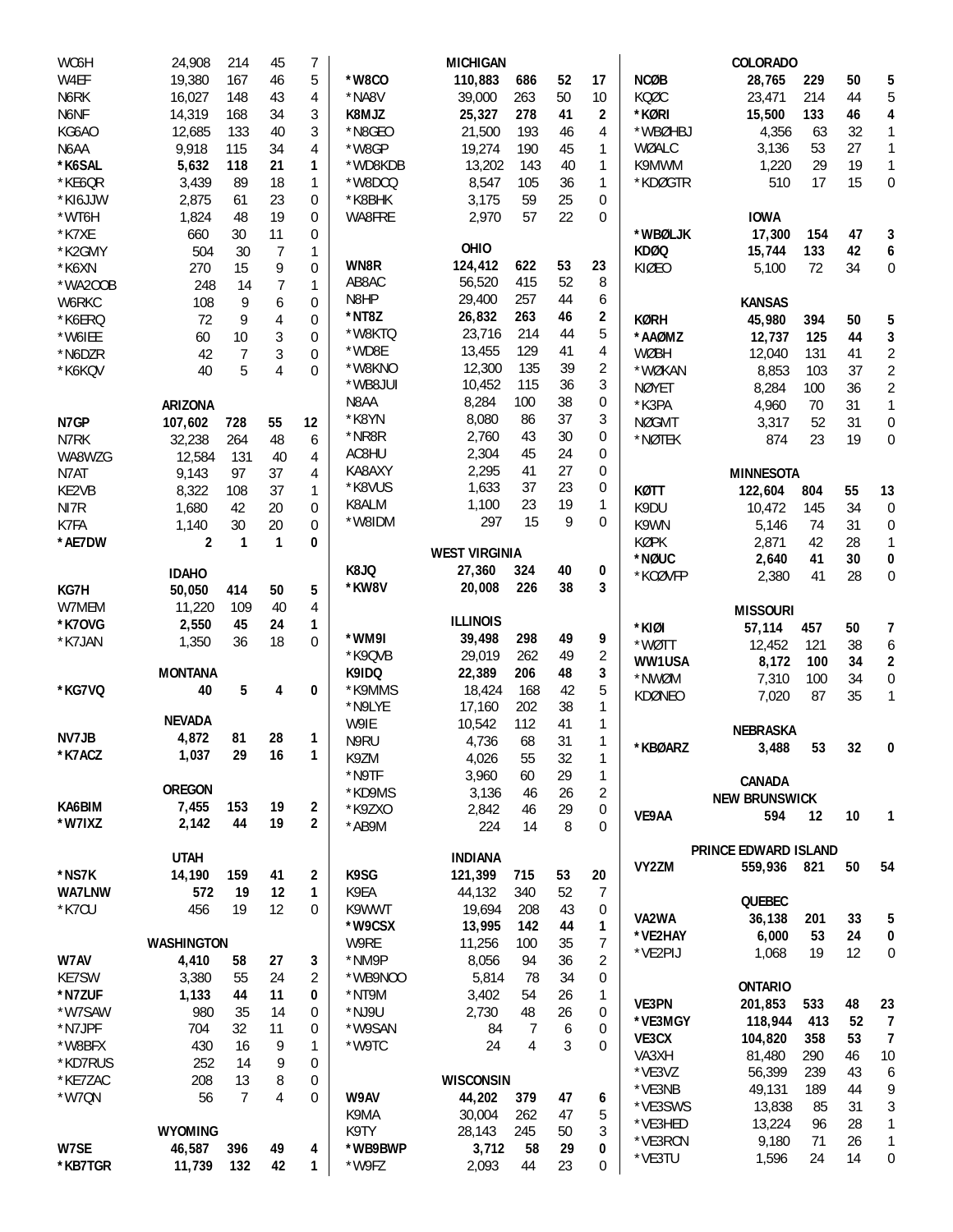| | | | | |
|---|---|---|---|---|
| WO6H | 24,908 | 214 | 45 | 7 |
| W4EF | 19,380 | 167 | 46 | 5 |
| N6RK | 16,027 | 148 | 43 | 4 |
| N6NF | 14,319 | 168 | 34 | 3 |
| KG6AO | 12,685 | 133 | 40 | 3 |
| N6AA | 9,918 | 115 | 34 | 4 |
| ***K6SAL** | **5,632** | **118** | **21** | **1** |
| *KE6QR | 3,439 | 89 | 18 | 1 |
| *KI6JJW | 2,875 | 61 | 23 | 0 |
| *WT6H | 1,824 | 48 | 19 | 0 |
| *K7XE | 660 | 30 | 11 | 0 |
| *K2GMY | 504 | 30 | 7 | 1 |
| *K6XN | 270 | 15 | 9 | 0 |
| *WA2OOB | 248 | 14 | 7 | 1 |
| W6RKC | 108 | 9 | 6 | 0 |
| *K6ERQ | 72 | 9 | 4 | 0 |
| *W6IEE | 60 | 10 | 3 | 0 |
| *N6DZR | 42 | 7 | 3 | 0 |
| *K6KQV | 40 | 5 | 4 | 0 |

**ARIZONA**

| | | | | |
|---|---|---|---|---|
| **N7GP** | **107,602** | **728** | **55** | **12** |
| N7RK | 32,238 | 264 | 48 | 6 |
| WA8WZG | 12,584 | 131 | 40 | 4 |
| N7AT | 9,143 | 97 | 37 | 4 |
| KE2VB | 8,322 | 108 | 37 | 1 |
| NI7R | 1,680 | 42 | 20 | 0 |
| K7FA | 1,140 | 30 | 20 | 0 |
| ***AE7DW** | **2** | **1** | **1** | **0** |

**IDAHO**

| | | | | |
|---|---|---|---|---|
| **KG7H** | **50,050** | **414** | **50** | **5** |
| W7MEM | 11,220 | 109 | 40 | 4 |
| ***K7OVG** | **2,550** | **45** | **24** | **1** |
| *K7JAN | 1,350 | 36 | 18 | 0 |

**MONTANA**

| | | | | |
|---|---|---|---|---|
| ***KG7VQ** | **40** | **5** | **4** | **0** |

**NEVADA**

| | | | | |
|---|---|---|---|---|
| **NV7JB** | **4,872** | **81** | **28** | **1** |
| ***K7ACZ** | **1,037** | **29** | **16** | **1** |

**OREGON**

| | | | | |
|---|---|---|---|---|
| **KA6BIM** | **7,455** | **153** | **19** | **2** |
| ***W7IXZ** | **2,142** | **44** | **19** | **2** |

**UTAH**

| | | | | |
|---|---|---|---|---|
| ***NS7K** | **14,190** | **159** | **41** | **2** |
| **WA7LNW** | **572** | **19** | **12** | **1** |
| *K7CU | 456 | 19 | 12 | 0 |

**WASHINGTON**

| | | | | |
|---|---|---|---|---|
| **W7AV** | **4,410** | **58** | **27** | **3** |
| KE7SW | 3,380 | 55 | 24 | 2 |
| ***N7ZUF** | **1,133** | **44** | **11** | **0** |
| *W7SAW | 980 | 35 | 14 | 0 |
| *N7JPF | 704 | 32 | 11 | 0 |
| *W8BFX | 430 | 16 | 9 | 1 |
| *KD7RUS | 252 | 14 | 9 | 0 |
| *KE7ZAC | 208 | 13 | 8 | 0 |
| *W7QN | 56 | 7 | 4 | 0 |

**WYOMING**

| | | | | |
|---|---|---|---|---|
| **W7SE** | **46,587** | **396** | **49** | **4** |
| ***KB7TGR** | **11,739** | **132** | **42** | **1** |

**MICHIGAN**

| | | | | |
|---|---|---|---|---|
| ***W8CO** | **110,883** | **686** | **52** | **17** |
| *NA8V | 39,000 | 263 | 50 | 10 |
| **K8MJZ** | **25,327** | **278** | **41** | **2** |
| *N8GEO | 21,500 | 193 | 46 | 4 |
| *W8GP | 19,274 | 190 | 45 | 1 |
| *WD8KDB | 13,202 | 143 | 40 | 1 |
| *W8DCQ | 8,547 | 105 | 36 | 1 |
| *K8BHK | 3,175 | 59 | 25 | 0 |
| WA8FRE | 2,970 | 57 | 22 | 0 |

**OHIO**

| | | | | |
|---|---|---|---|---|
| **WN8R** | **124,412** | **622** | **53** | **23** |
| AB8AC | 56,520 | 415 | 52 | 8 |
| N8HP | 29,400 | 257 | 44 | 6 |
| ***NT8Z** | **26,832** | **263** | **46** | **2** |
| *W8KTQ | 23,716 | 214 | 44 | 5 |
| *WD8E | 13,455 | 129 | 41 | 4 |
| *W8KNO | 12,300 | 135 | 39 | 2 |
| *WB8JUI | 10,452 | 115 | 36 | 3 |
| N8AA | 8,284 | 100 | 38 | 0 |
| *K8YN | 8,080 | 86 | 37 | 3 |
| *NR8R | 2,760 | 43 | 30 | 0 |
| AC8HU | 2,304 | 45 | 24 | 0 |
| KA8AXY | 2,295 | 41 | 27 | 0 |
| *K8VUS | 1,633 | 37 | 23 | 0 |
| K8ALM | 1,100 | 23 | 19 | 1 |
| *W8IDM | 297 | 15 | 9 | 0 |

**WEST VIRGINIA**

| | | | | |
|---|---|---|---|---|
| **K8JQ** | **27,360** | **324** | **40** | **0** |
| ***KW8V** | **20,008** | **226** | **38** | **3** |

**ILLINOIS**

| | | | | |
|---|---|---|---|---|
| ***WM9I** | **39,498** | **298** | **49** | **9** |
| *K9QVB | 29,019 | 262 | 49 | 2 |
| **K9IDQ** | **22,389** | **206** | **48** | **3** |
| *K9MMS | 18,424 | 168 | 42 | 5 |
| *N9LYE | 17,160 | 202 | 38 | 1 |
| W9IE | 10,542 | 112 | 41 | 1 |
| N9RU | 4,736 | 68 | 31 | 1 |
| K9ZM | 4,026 | 55 | 32 | 1 |
| *N9TF | 3,960 | 60 | 29 | 1 |
| *KD9MS | 3,136 | 46 | 26 | 2 |
| *K9ZXO | 2,842 | 46 | 29 | 0 |
| *AB9M | 224 | 14 | 8 | 0 |

**INDIANA**

| | | | | |
|---|---|---|---|---|
| **K9SG** | **121,399** | **715** | **53** | **20** |
| K9EA | 44,132 | 340 | 52 | 7 |
| K9WWT | 19,694 | 208 | 43 | 0 |
| ***W9CSX** | **13,995** | **142** | **44** | **1** |
| W9RE | 11,256 | 100 | 35 | 7 |
| *NM9P | 8,056 | 94 | 36 | 2 |
| *WB9NOO | 5,814 | 78 | 34 | 0 |
| *NT9M | 3,402 | 54 | 26 | 1 |
| *NJ9U | 2,730 | 48 | 26 | 0 |
| *W9SAN | 84 | 7 | 6 | 0 |
| *W9TC | 24 | 4 | 3 | 0 |

**WISCONSIN**

| | | | | |
|---|---|---|---|---|
| **W9AV** | **44,202** | **379** | **47** | **6** |
| K9MA | 30,004 | 262 | 47 | 5 |
| K9TY | 28,143 | 245 | 50 | 3 |
| ***WB9BWP** | **3,712** | **58** | **29** | **0** |
| *W9FZ | 2,093 | 44 | 23 | 0 |

**COLORADO**

| | | | | |
|---|---|---|---|---|
| **NCØB** | **28,765** | **229** | **50** | **5** |
| KQØC | 23,471 | 214 | 44 | 5 |
| ***KØRI** | **15,500** | **133** | **46** | **4** |
| *WBØHBJ | 4,356 | 63 | 32 | 1 |
| WØALC | 3,136 | 53 | 27 | 1 |
| K9MWM | 1,220 | 29 | 19 | 1 |
| *KDØGTR | 510 | 17 | 15 | 0 |

**IOWA**

| | | | | |
|---|---|---|---|---|
| ***WBØLJK** | **17,300** | **154** | **47** | **3** |
| **KDØQ** | **15,744** | **133** | **42** | **6** |
| KIØEO | 5,100 | 72 | 34 | 0 |

**KANSAS**

| | | | | |
|---|---|---|---|---|
| **KØRH** | **45,980** | **394** | **50** | **5** |
| ***AAØMZ** | **12,737** | **125** | **44** | **3** |
| WØBH | 12,040 | 131 | 41 | 2 |
| *WØKAN | 8,853 | 103 | 37 | 2 |
| NØYET | 8,284 | 100 | 36 | 2 |
| *K3PA | 4,960 | 70 | 31 | 1 |
| NØGMT | 3,317 | 52 | 31 | 0 |
| *NØTEK | 874 | 23 | 19 | 0 |

**MINNESOTA**

| | | | | |
|---|---|---|---|---|
| **KØTT** | **122,604** | **804** | **55** | **13** |
| K9DU | 10,472 | 145 | 34 | 0 |
| K9WN | 5,146 | 74 | 31 | 0 |
| KØPK | 2,871 | 42 | 28 | 1 |
| ***NØUC** | **2,640** | **41** | **30** | **0** |
| *KCØVFP | 2,380 | 41 | 28 | 0 |

**MISSOURI**

| | | | | |
|---|---|---|---|---|
| ***KIØI** | **57,114** | **457** | **50** | **7** |
| *WØTT | 12,452 | 121 | 38 | 6 |
| **WW1USA** | **8,172** | **100** | **34** | **2** |
| *NWØM | 7,310 | 100 | 34 | 0 |
| KDØNEO | 7,020 | 87 | 35 | 1 |

**NEBRASKA**

| | | | | |
|---|---|---|---|---|
| ***KBØARZ** | **3,488** | **53** | **32** | **0** |

**CANADA**

**NEW BRUNSWICK**

| | | | | |
|---|---|---|---|---|
| **VE9AA** | **594** | **12** | **10** | **1** |

**PRINCE EDWARD ISLAND**

| | | | | |
|---|---|---|---|---|
| **VY2ZM** | **559,936** | **821** | **50** | **54** |

**QUEBEC**

| | | | | |
|---|---|---|---|---|
| **VA2WA** | **36,138** | **201** | **33** | **5** |
| ***VE2HAY** | **6,000** | **53** | **24** | **0** |
| *VE2PIJ | 1,068 | 19 | 12 | 0 |

**ONTARIO**

| | | | | |
|---|---|---|---|---|
| **VE3PN** | **201,853** | **533** | **48** | **23** |
| ***VE3MGY** | **118,944** | **413** | **52** | **7** |
| **VE3CX** | **104,820** | **358** | **53** | **7** |
| VA3XH | 81,480 | 290 | 46 | 10 |
| *VE3VZ | 56,399 | 239 | 43 | 6 |
| *VE3NB | 49,131 | 189 | 44 | 9 |
| *VE3SWS | 13,838 | 85 | 31 | 3 |
| *VE3HED | 13,224 | 96 | 28 | 1 |
| *VE3RCN | 9,180 | 71 | 26 | 1 |
| *VE3TU | 1,596 | 24 | 14 | 0 |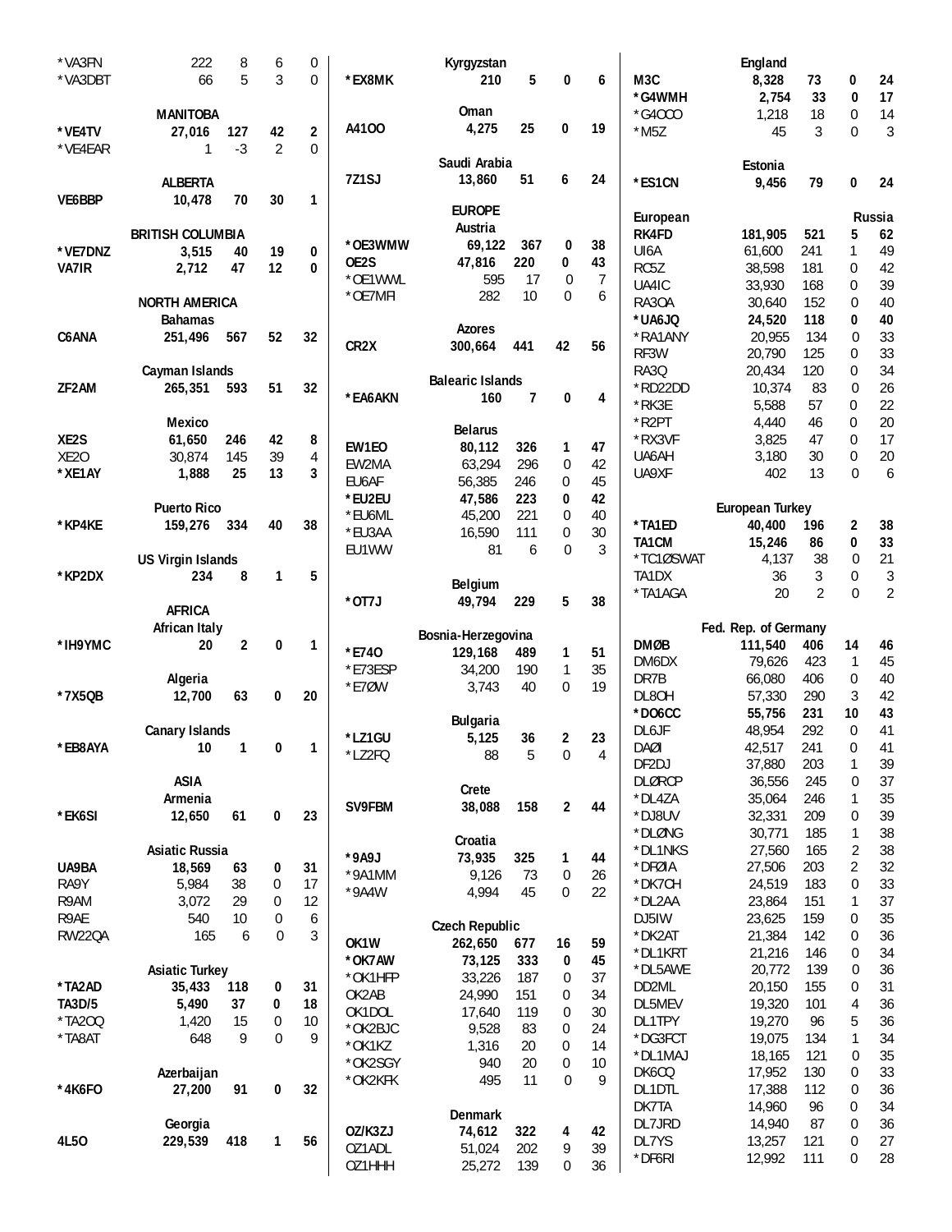| Call | Score | QSOs | Mults | Mults |
|---|---|---|---|---|
| *VA3FN | 222 | 8 | 6 | 0 |
| *VA3DBT | 66 | 5 | 3 | 0 |

**MANITOBA**

| Call | Score | QSOs | Mults | Mults |
|---|---|---|---|---|
| ***VE4TV** | **27,016** | **127** | **42** | **2** |
| *VE4EAR | 1 | -3 | 2 | 0 |

**ALBERTA**

| Call | Score | QSOs | Mults | Mults |
|---|---|---|---|---|
| **VE6BBP** | **10,478** | **70** | **30** | **1** |

**BRITISH COLUMBIA**

| Call | Score | QSOs | Mults | Mults |
|---|---|---|---|---|
| ***VE7DNZ** | **3,515** | **40** | **19** | **0** |
| **VA7IR** | **2,712** | **47** | **12** | **0** |

**NORTH AMERICA**

**Bahamas**

| Call | Score | QSOs | Mults | Mults |
|---|---|---|---|---|
| **C6ANA** | **251,496** | **567** | **52** | **32** |

**Cayman Islands**

| Call | Score | QSOs | Mults | Mults |
|---|---|---|---|---|
| **ZF2AM** | **265,351** | **593** | **51** | **32** |

**Mexico**

| Call | Score | QSOs | Mults | Mults |
|---|---|---|---|---|
| **XE2S** | **61,650** | **246** | **42** | **8** |
| XE2O | 30,874 | 145 | 39 | 4 |
| ***XE1AY** | **1,888** | **25** | **13** | **3** |

**Puerto Rico**

| Call | Score | QSOs | Mults | Mults |
|---|---|---|---|---|
| ***KP4KE** | **159,276** | **334** | **40** | **38** |

**US Virgin Islands**

| Call | Score | QSOs | Mults | Mults |
|---|---|---|---|---|
| ***KP2DX** | **234** | **8** | **1** | **5** |

**AFRICA**

**African Italy**

| Call | Score | QSOs | Mults | Mults |
|---|---|---|---|---|
| ***IH9YMC** | **20** | **2** | **0** | **1** |

**Algeria**

| Call | Score | QSOs | Mults | Mults |
|---|---|---|---|---|
| ***7X5QB** | **12,700** | **63** | **0** | **20** |

**Canary Islands**

| Call | Score | QSOs | Mults | Mults |
|---|---|---|---|---|
| ***EB8AYA** | **10** | **1** | **0** | **1** |

**ASIA**

**Armenia**

| Call | Score | QSOs | Mults | Mults |
|---|---|---|---|---|
| ***EK6SI** | **12,650** | **61** | **0** | **23** |

**Asiatic Russia**

| Call | Score | QSOs | Mults | Mults |
|---|---|---|---|---|
| **UA9BA** | **18,569** | **63** | **0** | **31** |
| RA9Y | 5,984 | 38 | 0 | 17 |
| R9AM | 3,072 | 29 | 0 | 12 |
| R9AE | 540 | 10 | 0 | 6 |
| RW22QA | 165 | 6 | 0 | 3 |

**Asiatic Turkey**

| Call | Score | QSOs | Mults | Mults |
|---|---|---|---|---|
| ***TA2AD** | **35,433** | **118** | **0** | **31** |
| **TA3D/5** | **5,490** | **37** | **0** | **18** |
| *TA2OQ | 1,420 | 15 | 0 | 10 |
| *TA8AT | 648 | 9 | 0 | 9 |

**Azerbaijan**

| Call | Score | QSOs | Mults | Mults |
|---|---|---|---|---|
| ***4K6FO** | **27,200** | **91** | **0** | **32** |

**Georgia**

| Call | Score | QSOs | Mults | Mults |
|---|---|---|---|---|
| **4L5O** | **229,539** | **418** | **1** | **56** |

**Kyrgyzstan**

| Call | Score | QSOs | Mults | Mults |
|---|---|---|---|---|
| ***EX8MK** | **210** | **5** | **0** | **6** |

**Oman**

| Call | Score | QSOs | Mults | Mults |
|---|---|---|---|---|
| **A41OO** | **4,275** | **25** | **0** | **19** |

**Saudi Arabia**

| Call | Score | QSOs | Mults | Mults |
|---|---|---|---|---|
| **7Z1SJ** | **13,860** | **51** | **6** | **24** |

**EUROPE**

**Austria**

| Call | Score | QSOs | Mults | Mults |
|---|---|---|---|---|
| ***OE3WMW** | **69,122** | **367** | **0** | **38** |
| **OE2S** | **47,816** | **220** | **0** | **43** |
| *OE1WWL | 595 | 17 | 0 | 7 |
| *OE7MFI | 282 | 10 | 0 | 6 |

**Azores**

| Call | Score | QSOs | Mults | Mults |
|---|---|---|---|---|
| **CR2X** | **300,664** | **441** | **42** | **56** |

**Balearic Islands**

| Call | Score | QSOs | Mults | Mults |
|---|---|---|---|---|
| ***EA6AKN** | **160** | **7** | **0** | **4** |

**Belarus**

| Call | Score | QSOs | Mults | Mults |
|---|---|---|---|---|
| **EW1EO** | **80,112** | **326** | **1** | **47** |
| EW2MA | 63,294 | 296 | 0 | 42 |
| EU6AF | 56,385 | 246 | 0 | 45 |
| ***EU2EU** | **47,586** | **223** | **0** | **42** |
| *EU6ML | 45,200 | 221 | 0 | 40 |
| *EU3AA | 16,590 | 111 | 0 | 30 |
| EU1WW | 81 | 6 | 0 | 3 |

**Belgium**

| Call | Score | QSOs | Mults | Mults |
|---|---|---|---|---|
| ***OT7J** | **49,794** | **229** | **5** | **38** |

**Bosnia-Herzegovina**

| Call | Score | QSOs | Mults | Mults |
|---|---|---|---|---|
| ***E74O** | **129,168** | **489** | **1** | **51** |
| *E73ESP | 34,200 | 190 | 1 | 35 |
| *E7ØW | 3,743 | 40 | 0 | 19 |

**Bulgaria**

| Call | Score | QSOs | Mults | Mults |
|---|---|---|---|---|
| ***LZ1GU** | **5,125** | **36** | **2** | **23** |
| *LZ2FQ | 88 | 5 | 0 | 4 |

**Crete**

| Call | Score | QSOs | Mults | Mults |
|---|---|---|---|---|
| **SV9FBM** | **38,088** | **158** | **2** | **44** |

**Croatia**

| Call | Score | QSOs | Mults | Mults |
|---|---|---|---|---|
| ***9A9J** | **73,935** | **325** | **1** | **44** |
| *9A1MM | 9,126 | 73 | 0 | 26 |
| *9A4W | 4,994 | 45 | 0 | 22 |

**Czech Republic**

| Call | Score | QSOs | Mults | Mults |
|---|---|---|---|---|
| **OK1W** | **262,650** | **677** | **16** | **59** |
| ***OK7AW** | **73,125** | **333** | **0** | **45** |
| *OK1HFP | 33,226 | 187 | 0 | 37 |
| OK2AB | 24,990 | 151 | 0 | 34 |
| OK1DOL | 17,640 | 119 | 0 | 30 |
| *OK2BJC | 9,528 | 83 | 0 | 24 |
| *OK1KZ | 1,316 | 20 | 0 | 14 |
| *OK2SGY | 940 | 20 | 0 | 10 |
| *OK2KFK | 495 | 11 | 0 | 9 |

**Denmark**

| Call | Score | QSOs | Mults | Mults |
|---|---|---|---|---|
| **OZ/K3ZJ** | **74,612** | **322** | **4** | **42** |
| OZ1ADL | 51,024 | 202 | 9 | 39 |
| OZ1HHH | 25,272 | 139 | 0 | 36 |

**England**

| Call | Score | QSOs | Mults | Mults |
|---|---|---|---|---|
| **M3C** | **8,328** | **73** | **0** | **24** |
| ***G4WMH** | **2,754** | **33** | **0** | **17** |
| *G4OCO | 1,218 | 18 | 0 | 14 |
| *M5Z | 45 | 3 | 0 | 3 |

**Estonia**

| Call | Score | QSOs | Mults | Mults |
|---|---|---|---|---|
| ***ES1CN** | **9,456** | **79** | **0** | **24** |

**European Russia**

| Call | Score | QSOs | Mults | Mults |
|---|---|---|---|---|
| **RK4FD** | **181,905** | **521** | **5** | **62** |
| UI6A | 61,600 | 241 | 1 | 49 |
| RC5Z | 38,598 | 181 | 0 | 42 |
| UA4IC | 33,930 | 168 | 0 | 39 |
| RA3OA | 30,640 | 152 | 0 | 40 |
| ***UA6JQ** | **24,520** | **118** | **0** | **40** |
| *RA1ANY | 20,955 | 134 | 0 | 33 |
| RF3W | 20,790 | 125 | 0 | 33 |
| RA3Q | 20,434 | 120 | 0 | 34 |
| *RD22DD | 10,374 | 83 | 0 | 26 |
| *RK3E | 5,588 | 57 | 0 | 22 |
| *R2PT | 4,440 | 46 | 0 | 20 |
| *RX3VF | 3,825 | 47 | 0 | 17 |
| UA6AH | 3,180 | 30 | 0 | 20 |
| UA9XF | 402 | 13 | 0 | 6 |

**European Turkey**

| Call | Score | QSOs | Mults | Mults |
|---|---|---|---|---|
| ***TA1ED** | **40,400** | **196** | **2** | **38** |
| **TA1CM** | **15,246** | **86** | **0** | **33** |
| *TC1ØSWAT | 4,137 | 38 | 0 | 21 |
| TA1DX | 36 | 3 | 0 | 3 |
| *TA1AGA | 20 | 2 | 0 | 2 |

**Fed. Rep. of Germany**

| Call | Score | QSOs | Mults | Mults |
|---|---|---|---|---|
| **DMØB** | **111,540** | **406** | **14** | **46** |
| DM6DX | 79,626 | 423 | 1 | 45 |
| DR7B | 66,080 | 406 | 0 | 40 |
| DL8OH | 57,330 | 290 | 3 | 42 |
| ***DO6CC** | **55,756** | **231** | **10** | **43** |
| DL6JF | 48,954 | 292 | 0 | 41 |
| DAØI | 42,517 | 241 | 0 | 41 |
| DF2DJ | 37,880 | 203 | 1 | 39 |
| DLØRCP | 36,556 | 245 | 0 | 37 |
| *DL4ZA | 35,064 | 246 | 1 | 35 |
| *DJ8UV | 32,331 | 209 | 0 | 39 |
| *DLØNG | 30,771 | 185 | 1 | 38 |
| *DL1NKS | 27,560 | 165 | 2 | 38 |
| *DFØIA | 27,506 | 203 | 2 | 32 |
| *DK7CH | 24,519 | 183 | 0 | 33 |
| *DL2AA | 23,864 | 151 | 1 | 37 |
| DJ5IW | 23,625 | 159 | 0 | 35 |
| *DK2AT | 21,384 | 142 | 0 | 36 |
| *DL1KRT | 21,216 | 146 | 0 | 34 |
| *DL5AWE | 20,772 | 139 | 0 | 36 |
| DD2ML | 20,150 | 155 | 0 | 31 |
| DL5MEV | 19,320 | 101 | 4 | 36 |
| DL1TPY | 19,270 | 96 | 5 | 36 |
| *DG3FCT | 19,075 | 134 | 1 | 34 |
| *DL1MAJ | 18,165 | 121 | 0 | 35 |
| DK6CQ | 17,952 | 130 | 0 | 33 |
| DL1DTL | 17,388 | 112 | 0 | 36 |
| DK7TA | 14,960 | 96 | 0 | 34 |
| DL7JRD | 14,940 | 87 | 0 | 36 |
| DL7YS | 13,257 | 121 | 0 | 27 |
| *DF6RI | 12,992 | 111 | 0 | 28 |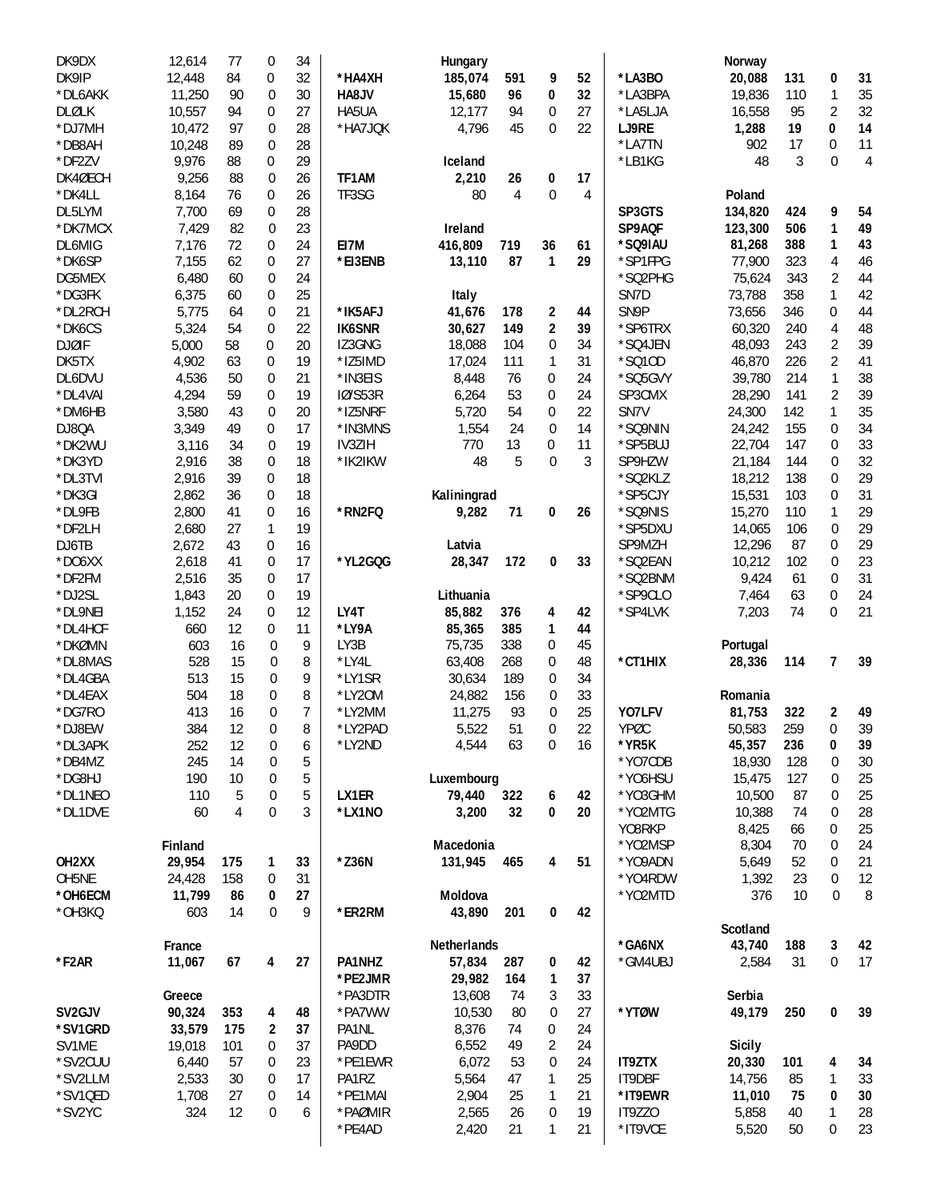| Call | Score | QSOs | Col3 | Mult |
|---|---|---|---|---|
| DK9DX | 12,614 | 77 | 0 | 34 |
| DK9IP | 12,448 | 84 | 0 | 32 |
| *DL6AKK | 11,250 | 90 | 0 | 30 |
| DLØLK | 10,557 | 94 | 0 | 27 |
| *DJ7MH | 10,472 | 97 | 0 | 28 |
| *DB8AH | 10,248 | 89 | 0 | 28 |
| *DF2ZV | 9,976 | 88 | 0 | 29 |
| DK4ØECH | 9,256 | 88 | 0 | 26 |
| *DK4LL | 8,164 | 76 | 0 | 26 |
| DL5LYM | 7,700 | 69 | 0 | 28 |
| *DK7MCX | 7,429 | 82 | 0 | 23 |
| DL6MIG | 7,176 | 72 | 0 | 24 |
| *DK6SP | 7,155 | 62 | 0 | 27 |
| DG5MEX | 6,480 | 60 | 0 | 24 |
| *DG3FK | 6,375 | 60 | 0 | 25 |
| *DL2RCH | 5,775 | 64 | 0 | 21 |
| *DK6CS | 5,324 | 54 | 0 | 22 |
| DJØIF | 5,000 | 58 | 0 | 20 |
| DK5TX | 4,902 | 63 | 0 | 19 |
| DL6DVU | 4,536 | 50 | 0 | 21 |
| *DL4VAI | 4,294 | 59 | 0 | 19 |
| *DM6HB | 3,580 | 43 | 0 | 20 |
| DJ8QA | 3,349 | 49 | 0 | 17 |
| *DK2WU | 3,116 | 34 | 0 | 19 |
| *DK3YD | 2,916 | 38 | 0 | 18 |
| *DL3TVI | 2,916 | 39 | 0 | 18 |
| *DK3GI | 2,862 | 36 | 0 | 18 |
| *DL9FB | 2,800 | 41 | 0 | 16 |
| *DF2LH | 2,680 | 27 | 1 | 19 |
| DJ6TB | 2,672 | 43 | 0 | 16 |
| *DO6XX | 2,618 | 41 | 0 | 17 |
| *DF2FM | 2,516 | 35 | 0 | 17 |
| *DJ2SL | 1,843 | 20 | 0 | 19 |
| *DL9NEI | 1,152 | 24 | 0 | 12 |
| *DL4HCF | 660 | 12 | 0 | 11 |
| *DKØMN | 603 | 16 | 0 | 9 |
| *DL8MAS | 528 | 15 | 0 | 8 |
| *DL4GBA | 513 | 15 | 0 | 9 |
| *DL4EAX | 504 | 18 | 0 | 8 |
| *DG7RO | 413 | 16 | 0 | 7 |
| *DJ8EW | 384 | 12 | 0 | 8 |
| *DL3APK | 252 | 12 | 0 | 6 |
| *DB4MZ | 245 | 14 | 0 | 5 |
| *DG8HJ | 190 | 10 | 0 | 5 |
| *DL1NEO | 110 | 5 | 0 | 5 |
| *DL1DVE | 60 | 4 | 0 | 3 |

**Finland**

| Call | Score | QSOs | Col3 | Mult |
|---|---|---|---|---|
| **OH2XX** | **29,954** | **175** | **1** | **33** |
| OH5NE | 24,428 | 158 | 0 | 31 |
| ***OH6ECM** | **11,799** | **86** | **0** | **27** |
| *OH3KQ | 603 | 14 | 0 | 9 |

**France**

| Call | Score | QSOs | Col3 | Mult |
|---|---|---|---|---|
| ***F2AR** | **11,067** | **67** | **4** | **27** |

**Greece**

| Call | Score | QSOs | Col3 | Mult |
|---|---|---|---|---|
| **SV2GJV** | **90,324** | **353** | **4** | **48** |
| ***SV1GRD** | **33,579** | **175** | **2** | **37** |
| SV1ME | 19,018 | 101 | 0 | 37 |
| *SV2CUU | 6,440 | 57 | 0 | 23 |
| *SV2LLM | 2,533 | 30 | 0 | 17 |
| *SV1QED | 1,708 | 27 | 0 | 14 |
| *SV2YC | 324 | 12 | 0 | 6 |

**Hungary**

| Call | Score | QSOs | Col3 | Mult |
|---|---|---|---|---|
| ***HA4XH** | **185,074** | **591** | **9** | **52** |
| **HA8JV** | **15,680** | **96** | **0** | **32** |
| HA5UA | 12,177 | 94 | 0 | 27 |
| *HA7JQK | 4,796 | 45 | 0 | 22 |

**Iceland**

| Call | Score | QSOs | Col3 | Mult |
|---|---|---|---|---|
| **TF1AM** | **2,210** | **26** | **0** | **17** |
| TF3SG | 80 | 4 | 0 | 4 |

**Ireland**

| Call | Score | QSOs | Col3 | Mult |
|---|---|---|---|---|
| **EI7M** | **416,809** | **719** | **36** | **61** |
| ***EI3ENB** | **13,110** | **87** | **1** | **29** |

**Italy**

| Call | Score | QSOs | Col3 | Mult |
|---|---|---|---|---|
| ***IK5AFJ** | **41,676** | **178** | **2** | **44** |
| **IK6SNR** | **30,627** | **149** | **2** | **39** |
| IZ3GNG | 18,088 | 104 | 0 | 34 |
| *IZ5IMD | 17,024 | 111 | 1 | 31 |
| *IN3EIS | 8,448 | 76 | 0 | 24 |
| IØ/S53R | 6,264 | 53 | 0 | 24 |
| *IZ5NRF | 5,720 | 54 | 0 | 22 |
| *IN3MNS | 1,554 | 24 | 0 | 14 |
| IV3ZIH | 770 | 13 | 0 | 11 |
| *IK2IKW | 48 | 5 | 0 | 3 |

**Kaliningrad**

| Call | Score | QSOs | Col3 | Mult |
|---|---|---|---|---|
| ***RN2FQ** | **9,282** | **71** | **0** | **26** |

**Latvia**

| Call | Score | QSOs | Col3 | Mult |
|---|---|---|---|---|
| ***YL2GQG** | **28,347** | **172** | **0** | **33** |

**Lithuania**

| Call | Score | QSOs | Col3 | Mult |
|---|---|---|---|---|
| **LY4T** | **85,882** | **376** | **4** | **42** |
| ***LY9A** | **85,365** | **385** | **1** | **44** |
| LY3B | 75,735 | 338 | 0 | 45 |
| *LY4L | 63,408 | 268 | 0 | 48 |
| *LY1SR | 30,634 | 189 | 0 | 34 |
| *LY2OM | 24,882 | 156 | 0 | 33 |
| *LY2MM | 11,275 | 93 | 0 | 25 |
| *LY2PAD | 5,522 | 51 | 0 | 22 |
| *LY2ND | 4,544 | 63 | 0 | 16 |

**Luxembourg**

| Call | Score | QSOs | Col3 | Mult |
|---|---|---|---|---|
| **LX1ER** | **79,440** | **322** | **6** | **42** |
| ***LX1NO** | **3,200** | **32** | **0** | **20** |

**Macedonia**

| Call | Score | QSOs | Col3 | Mult |
|---|---|---|---|---|
| ***Z36N** | **131,945** | **465** | **4** | **51** |

**Moldova**

| Call | Score | QSOs | Col3 | Mult |
|---|---|---|---|---|
| ***ER2RM** | **43,890** | **201** | **0** | **42** |

**Netherlands**

| Call | Score | QSOs | Col3 | Mult |
|---|---|---|---|---|
| **PA1NHZ** | **57,834** | **287** | **0** | **42** |
| ***PE2JMR** | **29,982** | **164** | **1** | **37** |
| *PA3DTR | 13,608 | 74 | 3 | 33 |
| *PA7WW | 10,530 | 80 | 0 | 27 |
| PA1NL | 8,376 | 74 | 0 | 24 |
| PA9DD | 6,552 | 49 | 2 | 24 |
| *PE1EWR | 6,072 | 53 | 0 | 24 |
| PA1RZ | 5,564 | 47 | 1 | 25 |
| *PE1MAI | 2,904 | 25 | 1 | 21 |
| *PAØMIR | 2,565 | 26 | 0 | 19 |
| *PE4AD | 2,420 | 21 | 1 | 21 |

**Norway**

| Call | Score | QSOs | Col3 | Mult |
|---|---|---|---|---|
| ***LA3BO** | **20,088** | **131** | **0** | **31** |
| *LA3BPA | 19,836 | 110 | 1 | 35 |
| *LA5LJA | 16,558 | 95 | 2 | 32 |
| **LJ9RE** | **1,288** | **19** | **0** | **14** |
| *LA7TN | 902 | 17 | 0 | 11 |
| *LB1KG | 48 | 3 | 0 | 4 |

**Poland**

| Call | Score | QSOs | Col3 | Mult |
|---|---|---|---|---|
| **SP3GTS** | **134,820** | **424** | **9** | **54** |
| **SP9AQF** | **123,300** | **506** | **1** | **49** |
| ***SQ9IAU** | **81,268** | **388** | **1** | **43** |
| *SP1FPG | 77,900 | 323 | 4 | 46 |
| *SQ2PHG | 75,624 | 343 | 2 | 44 |
| SN7D | 73,788 | 358 | 1 | 42 |
| SN9P | 73,656 | 346 | 0 | 44 |
| *SP6TRX | 60,320 | 240 | 4 | 48 |
| *SQ4JEN | 48,093 | 243 | 2 | 39 |
| *SQ1OD | 46,870 | 226 | 2 | 41 |
| *SQ5GVY | 39,780 | 214 | 1 | 38 |
| SP3CMX | 28,290 | 141 | 2 | 39 |
| SN7V | 24,300 | 142 | 1 | 35 |
| *SQ9NIN | 24,242 | 155 | 0 | 34 |
| *SP5BUJ | 22,704 | 147 | 0 | 33 |
| SP9HZW | 21,184 | 144 | 0 | 32 |
| *SQ2KLZ | 18,212 | 138 | 0 | 29 |
| *SP5CJY | 15,531 | 103 | 0 | 31 |
| *SQ9NIS | 15,270 | 110 | 1 | 29 |
| *SP5DXU | 14,065 | 106 | 0 | 29 |
| SP9MZH | 12,296 | 87 | 0 | 29 |
| *SQ2EAN | 10,212 | 102 | 0 | 23 |
| *SQ2BNM | 9,424 | 61 | 0 | 31 |
| *SP9CLO | 7,464 | 63 | 0 | 24 |
| *SP4LVK | 7,203 | 74 | 0 | 21 |

**Portugal**

| Call | Score | QSOs | Col3 | Mult |
|---|---|---|---|---|
| ***CT1HIX** | **28,336** | **114** | **7** | **39** |

**Romania**

| Call | Score | QSOs | Col3 | Mult |
|---|---|---|---|---|
| **YO7LFV** | **81,753** | **322** | **2** | **49** |
| YPØC | 50,583 | 259 | 0 | 39 |
| ***YR5K** | **45,357** | **236** | **0** | **39** |
| *YO7CDB | 18,930 | 128 | 0 | 30 |
| *YO6HSU | 15,475 | 127 | 0 | 25 |
| *YO3GHM | 10,500 | 87 | 0 | 25 |
| *YO2MTG | 10,388 | 74 | 0 | 28 |
| YO8RKP | 8,425 | 66 | 0 | 25 |
| *YO2MSP | 8,304 | 70 | 0 | 24 |
| *YO9ADN | 5,649 | 52 | 0 | 21 |
| *YO4RDW | 1,392 | 23 | 0 | 12 |
| *YO2MTD | 376 | 10 | 0 | 8 |

**Scotland**

| Call | Score | QSOs | Col3 | Mult |
|---|---|---|---|---|
| ***GA6NX** | **43,740** | **188** | **3** | **42** |
| *GM4UBJ | 2,584 | 31 | 0 | 17 |

**Serbia**

| Call | Score | QSOs | Col3 | Mult |
|---|---|---|---|---|
| ***YTØW** | **49,179** | **250** | **0** | **39** |

**Sicily**

| Call | Score | QSOs | Col3 | Mult |
|---|---|---|---|---|
| **IT9ZTX** | **20,330** | **101** | **4** | **34** |
| IT9DBF | 14,756 | 85 | 1 | 33 |
| ***IT9EWR** | **11,010** | **75** | **0** | **30** |
| IT9ZZO | 5,858 | 40 | 1 | 28 |
| *IT9VCE | 5,520 | 50 | 0 | 23 |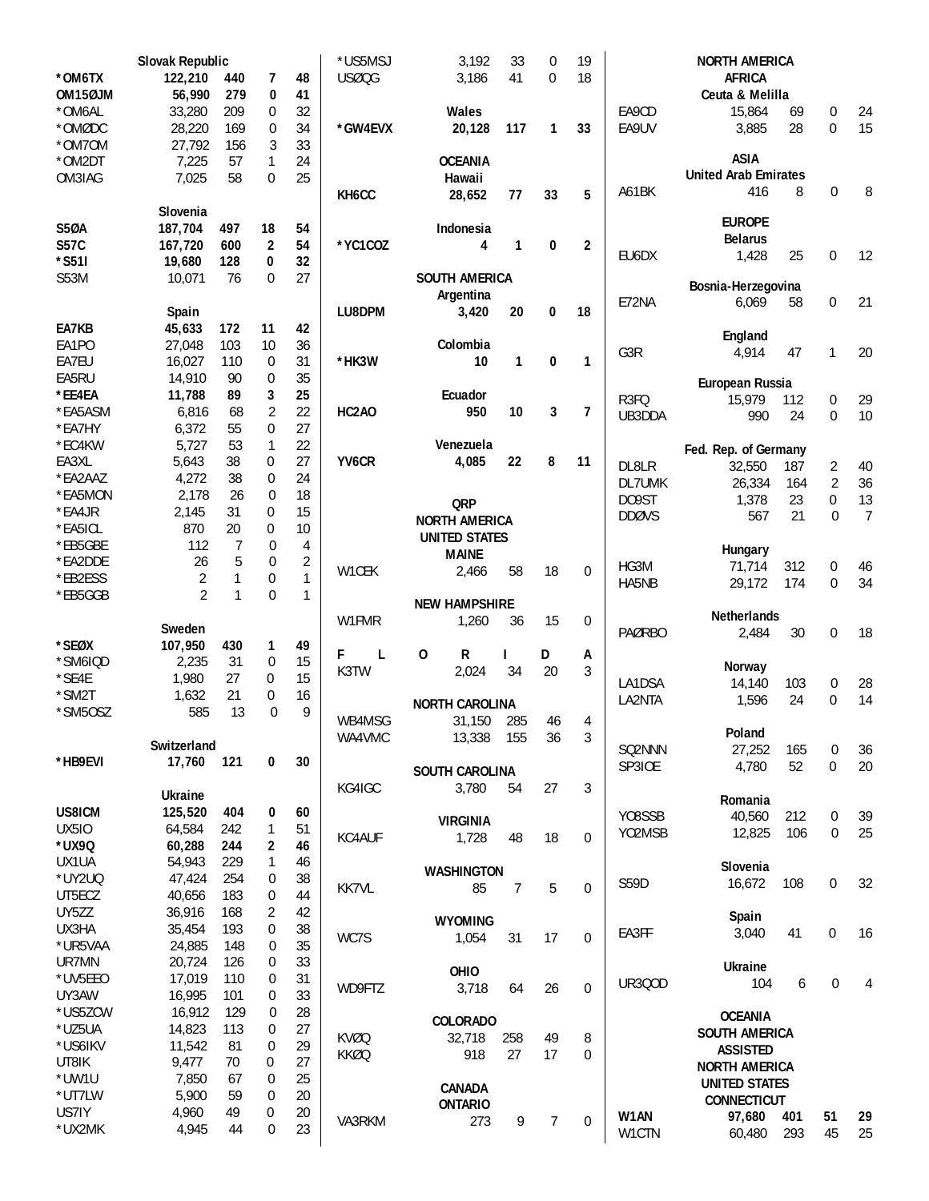### Slovak Republic

| Call | Score | QSOs | Mults | Mults |
|---|---|---|---|---|
| ***OM6TX** | **122,210** | **440** | **7** | **48** |
| **OM15ØJM** | **56,990** | **279** | **0** | **41** |
| *OM6AL | 33,280 | 209 | 0 | 32 |
| *OMØDC | 28,220 | 169 | 0 | 34 |
| *OM7OM | 27,792 | 156 | 3 | 33 |
| *OM2DT | 7,225 | 57 | 1 | 24 |
| OM3IAG | 7,025 | 58 | 0 | 25 |

### Slovenia

| Call | Score | QSOs | Mults | Mults |
|---|---|---|---|---|
| **S5ØA** | **187,704** | **497** | **18** | **54** |
| **S57C** | **167,720** | **600** | **2** | **54** |
| ***S51I** | **19,680** | **128** | **0** | **32** |
| S53M | 10,071 | 76 | 0 | 27 |

### Spain

| Call | Score | QSOs | Mults | Mults |
|---|---|---|---|---|
| **EA7KB** | **45,633** | **172** | **11** | **42** |
| EA1PO | 27,048 | 103 | 10 | 36 |
| EA7EU | 16,027 | 110 | 0 | 31 |
| EA5RU | 14,910 | 90 | 0 | 35 |
| ***EE4EA** | **11,788** | **89** | **3** | **25** |
| *EA5ASM | 6,816 | 68 | 2 | 22 |
| *EA7HY | 6,372 | 55 | 0 | 27 |
| *EC4KW | 5,727 | 53 | 1 | 22 |
| EA3XL | 5,643 | 38 | 0 | 27 |
| *EA2AAZ | 4,272 | 38 | 0 | 24 |
| *EA5MON | 2,178 | 26 | 0 | 18 |
| *EA4JR | 2,145 | 31 | 0 | 15 |
| *EA5ICL | 870 | 20 | 0 | 10 |
| *EB5GBE | 112 | 7 | 0 | 4 |
| *EA2DDE | 26 | 5 | 0 | 2 |
| *EB2ESS | 2 | 1 | 0 | 1 |
| *EB5GGB | 2 | 1 | 0 | 1 |

### Sweden

| Call | Score | QSOs | Mults | Mults |
|---|---|---|---|---|
| ***SEØX** | **107,950** | **430** | **1** | **49** |
| *SM6IQD | 2,235 | 31 | 0 | 15 |
| *SE4E | 1,980 | 27 | 0 | 15 |
| *SM2T | 1,632 | 21 | 0 | 16 |
| *SM5OSZ | 585 | 13 | 0 | 9 |

### Switzerland

| Call | Score | QSOs | Mults | Mults |
|---|---|---|---|---|
| ***HB9EVI** | **17,760** | **121** | **0** | **30** |

### Ukraine

| Call | Score | QSOs | Mults | Mults |
|---|---|---|---|---|
| **US8ICM** | **125,520** | **404** | **0** | **60** |
| UX5IO | 64,584 | 242 | 1 | 51 |
| ***UX9Q** | **60,288** | **244** | **2** | **46** |
| UX1UA | 54,943 | 229 | 1 | 46 |
| *UY2UQ | 47,424 | 254 | 0 | 38 |
| UT5ECZ | 40,656 | 183 | 0 | 44 |
| UY5ZZ | 36,916 | 168 | 2 | 42 |
| UX3HA | 35,454 | 193 | 0 | 38 |
| *UR5VAA | 24,885 | 148 | 0 | 35 |
| UR7MN | 20,724 | 126 | 0 | 33 |
| *UV5EEO | 17,019 | 110 | 0 | 31 |
| UY3AW | 16,995 | 101 | 0 | 33 |
| *US5ZCW | 16,912 | 129 | 0 | 28 |
| *UZ5UA | 14,823 | 113 | 0 | 27 |
| *US6IKV | 11,542 | 81 | 0 | 29 |
| UT8IK | 9,477 | 70 | 0 | 27 |
| *UW1U | 7,850 | 67 | 0 | 25 |
| *UT7LW | 5,900 | 59 | 0 | 20 |
| US7IY | 4,960 | 49 | 0 | 20 |
| *UX2MK | 4,945 | 44 | 0 | 23 |
| *US5MSJ | 3,192 | 33 | 0 | 19 |
| USØQG | 3,186 | 41 | 0 | 18 |

### Wales

| Call | Score | QSOs | Mults | Mults |
|---|---|---|---|---|
| ***GW4EVX** | **20,128** | **117** | **1** | **33** |

## OCEANIA

### Hawaii

| Call | Score | QSOs | Mults | Mults |
|---|---|---|---|---|
| **KH6CC** | **28,652** | **77** | **33** | **5** |

### Indonesia

| Call | Score | QSOs | Mults | Mults |
|---|---|---|---|---|
| ***YC1COZ** | **4** | **1** | **0** | **2** |

## SOUTH AMERICA

### Argentina

| Call | Score | QSOs | Mults | Mults |
|---|---|---|---|---|
| **LU8DPM** | **3,420** | **20** | **0** | **18** |

### Colombia

| Call | Score | QSOs | Mults | Mults |
|---|---|---|---|---|
| ***HK3W** | **10** | **1** | **0** | **1** |

### Ecuador

| Call | Score | QSOs | Mults | Mults |
|---|---|---|---|---|
| **HC2AO** | **950** | **10** | **3** | **7** |

### Venezuela

| Call | Score | QSOs | Mults | Mults |
|---|---|---|---|---|
| **YV6CR** | **4,085** | **22** | **8** | **11** |

## QRP

## NORTH AMERICA

### UNITED STATES

#### MAINE

| Call | Score | QSOs | Mults | Mults |
|---|---|---|---|---|
| W1CEK | 2,466 | 58 | 18 | 0 |

#### NEW HAMPSHIRE

| Call | Score | QSOs | Mults | Mults |
|---|---|---|---|---|
| W1FMR | 1,260 | 36 | 15 | 0 |

#### FLORIDA

| Call | Score | QSOs | Mults | Mults |
|---|---|---|---|---|
| K3TW | 2,024 | 34 | 20 | 3 |

#### NORTH CAROLINA

| Call | Score | QSOs | Mults | Mults |
|---|---|---|---|---|
| WB4MSG | 31,150 | 285 | 46 | 4 |
| WA4VMC | 13,338 | 155 | 36 | 3 |

#### SOUTH CAROLINA

| Call | Score | QSOs | Mults | Mults |
|---|---|---|---|---|
| KG4IGC | 3,780 | 54 | 27 | 3 |

#### VIRGINIA

| Call | Score | QSOs | Mults | Mults |
|---|---|---|---|---|
| KC4AUF | 1,728 | 48 | 18 | 0 |

#### WASHINGTON

| Call | Score | QSOs | Mults | Mults |
|---|---|---|---|---|
| KK7VL | 85 | 7 | 5 | 0 |

#### WYOMING

| Call | Score | QSOs | Mults | Mults |
|---|---|---|---|---|
| WC7S | 1,054 | 31 | 17 | 0 |

#### OHIO

| Call | Score | QSOs | Mults | Mults |
|---|---|---|---|---|
| WD9FTZ | 3,718 | 64 | 26 | 0 |

#### COLORADO

| Call | Score | QSOs | Mults | Mults |
|---|---|---|---|---|
| KVØQ | 32,718 | 258 | 49 | 8 |
| KKØQ | 918 | 27 | 17 | 0 |

### CANADA

#### ONTARIO

| Call | Score | QSOs | Mults | Mults |
|---|---|---|---|---|
| VA3RKM | 273 | 9 | 7 | 0 |

## NORTH AMERICA

## AFRICA

### Ceuta & Melilla

| Call | Score | QSOs | Mults | Mults |
|---|---|---|---|---|
| EA9CD | 15,864 | 69 | 0 | 24 |
| EA9UV | 3,885 | 28 | 0 | 15 |

## ASIA

### United Arab Emirates

| Call | Score | QSOs | Mults | Mults |
|---|---|---|---|---|
| A61BK | 416 | 8 | 0 | 8 |

## EUROPE

### Belarus

| Call | Score | QSOs | Mults | Mults |
|---|---|---|---|---|
| EU6DX | 1,428 | 25 | 0 | 12 |

### Bosnia-Herzegovina

| Call | Score | QSOs | Mults | Mults |
|---|---|---|---|---|
| E72NA | 6,069 | 58 | 0 | 21 |

### England

| Call | Score | QSOs | Mults | Mults |
|---|---|---|---|---|
| G3R | 4,914 | 47 | 1 | 20 |

### European Russia

| Call | Score | QSOs | Mults | Mults |
|---|---|---|---|---|
| R3FQ | 15,979 | 112 | 0 | 29 |
| UB3DDA | 990 | 24 | 0 | 10 |

### Fed. Rep. of Germany

| Call | Score | QSOs | Mults | Mults |
|---|---|---|---|---|
| DL8LR | 32,550 | 187 | 2 | 40 |
| DL7UMK | 26,334 | 164 | 2 | 36 |
| DO9ST | 1,378 | 23 | 0 | 13 |
| DDØVS | 567 | 21 | 0 | 7 |

### Hungary

| Call | Score | QSOs | Mults | Mults |
|---|---|---|---|---|
| HG3M | 71,714 | 312 | 0 | 46 |
| HA5NB | 29,172 | 174 | 0 | 34 |

### Netherlands

| Call | Score | QSOs | Mults | Mults |
|---|---|---|---|---|
| PAØRBO | 2,484 | 30 | 0 | 18 |

### Norway

| Call | Score | QSOs | Mults | Mults |
|---|---|---|---|---|
| LA1DSA | 14,140 | 103 | 0 | 28 |
| LA2NTA | 1,596 | 24 | 0 | 14 |

### Poland

| Call | Score | QSOs | Mults | Mults |
|---|---|---|---|---|
| SQ2NNN | 27,252 | 165 | 0 | 36 |
| SP3IOE | 4,780 | 52 | 0 | 20 |

### Romania

| Call | Score | QSOs | Mults | Mults |
|---|---|---|---|---|
| YO8SSB | 40,560 | 212 | 0 | 39 |
| YO2MSB | 12,825 | 106 | 0 | 25 |

### Slovenia

| Call | Score | QSOs | Mults | Mults |
|---|---|---|---|---|
| S59D | 16,672 | 108 | 0 | 32 |

### Spain

| Call | Score | QSOs | Mults | Mults |
|---|---|---|---|---|
| EA3FF | 3,040 | 41 | 0 | 16 |

### Ukraine

| Call | Score | QSOs | Mults | Mults |
|---|---|---|---|---|
| UR3QOD | 104 | 6 | 0 | 4 |

## OCEANIA

## SOUTH AMERICA

## ASSISTED

## NORTH AMERICA

### UNITED STATES

#### CONNECTICUT

| Call | Score | QSOs | Mults | Mults |
|---|---|---|---|---|
| **W1AN** | **97,680** | **401** | **51** | **29** |
| W1CTN | 60,480 | 293 | 45 | 25 |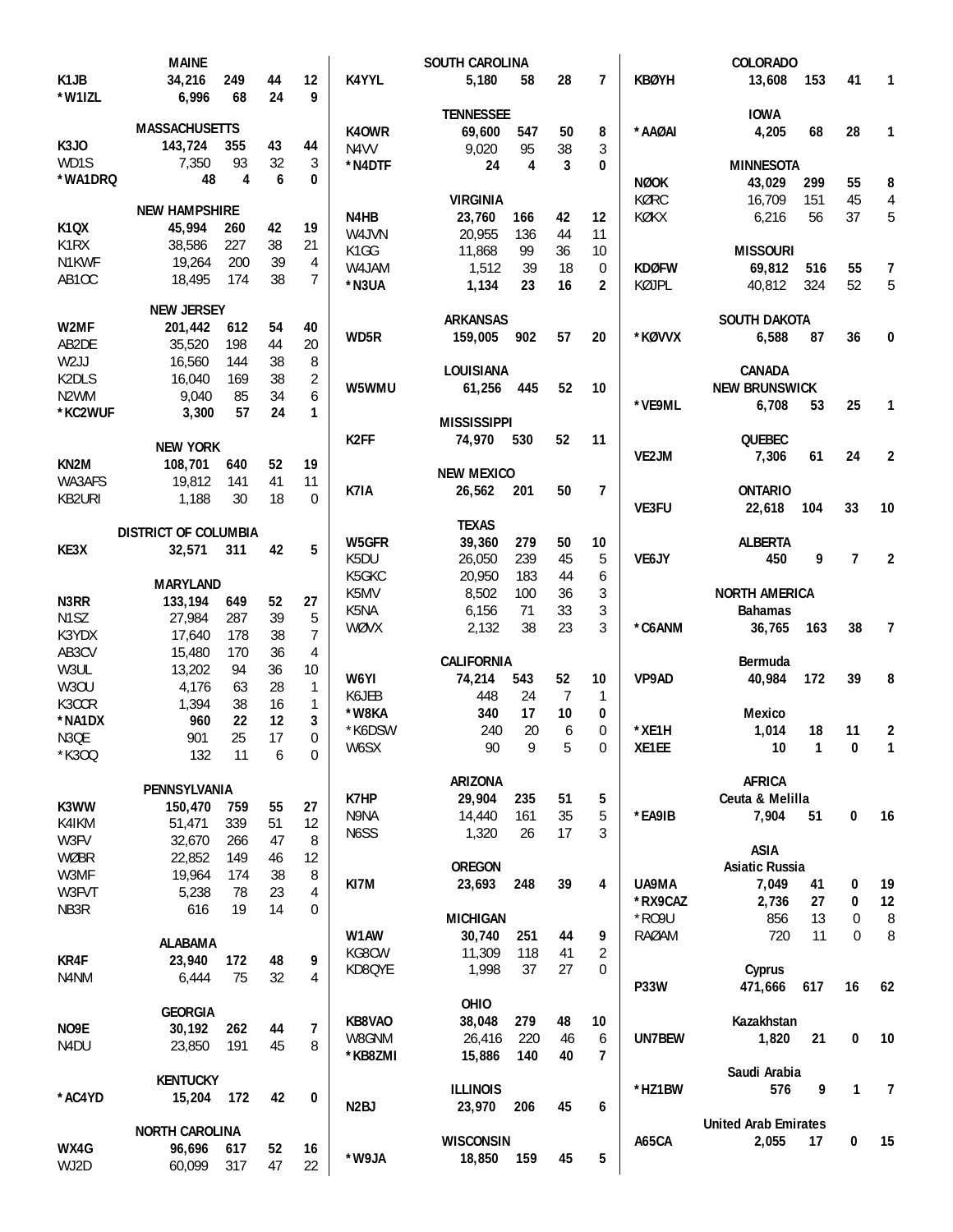### MAINE

| Call | Score | QSOs | Mults | Mults |
|---|---|---|---|---|
| **K1JB** | **34,216** | **249** | **44** | **12** |
| ***W1IZL** | **6,996** | **68** | **24** | **9** |

### MASSACHUSETTS

| Call | Score | QSOs | Mults | Mults |
|---|---|---|---|---|
| **K3JO** | **143,724** | **355** | **43** | **44** |
| WD1S | 7,350 | 93 | 32 | 3 |
| ***WA1DRQ** | **48** | **4** | **6** | **0** |

### NEW HAMPSHIRE

| Call | Score | QSOs | Mults | Mults |
|---|---|---|---|---|
| **K1QX** | **45,994** | **260** | **42** | **19** |
| K1RX | 38,586 | 227 | 38 | 21 |
| N1KWF | 19,264 | 200 | 39 | 4 |
| AB1OC | 18,495 | 174 | 38 | 7 |

### NEW JERSEY

| Call | Score | QSOs | Mults | Mults |
|---|---|---|---|---|
| **W2MF** | **201,442** | **612** | **54** | **40** |
| AB2DE | 35,520 | 198 | 44 | 20 |
| W2JJ | 16,560 | 144 | 38 | 8 |
| K2DLS | 16,040 | 169 | 38 | 2 |
| N2WM | 9,040 | 85 | 34 | 6 |
| ***KC2WUF** | **3,300** | **57** | **24** | **1** |

### NEW YORK

| Call | Score | QSOs | Mults | Mults |
|---|---|---|---|---|
| **KN2M** | **108,701** | **640** | **52** | **19** |
| WA3AFS | 19,812 | 141 | 41 | 11 |
| KB2URI | 1,188 | 30 | 18 | 0 |

### DISTRICT OF COLUMBIA

| Call | Score | QSOs | Mults | Mults |
|---|---|---|---|---|
| **KE3X** | **32,571** | **311** | **42** | **5** |

### MARYLAND

| Call | Score | QSOs | Mults | Mults |
|---|---|---|---|---|
| **N3RR** | **133,194** | **649** | **52** | **27** |
| N1SZ | 27,984 | 287 | 39 | 5 |
| K3YDX | 17,640 | 178 | 38 | 7 |
| AB3CV | 15,480 | 170 | 36 | 4 |
| W3UL | 13,202 | 94 | 36 | 10 |
| W3OU | 4,176 | 63 | 28 | 1 |
| K3COR | 1,394 | 38 | 16 | 1 |
| ***NA1DX** | **960** | **22** | **12** | **3** |
| N3QE | 901 | 25 | 17 | 0 |
| *K3OQ | 132 | 11 | 6 | 0 |

### PENNSYLVANIA

| Call | Score | QSOs | Mults | Mults |
|---|---|---|---|---|
| **K3WW** | **150,470** | **759** | **55** | **27** |
| K4IKM | 51,471 | 339 | 51 | 12 |
| W3FV | 32,670 | 266 | 47 | 8 |
| WØBR | 22,852 | 149 | 46 | 12 |
| W3MF | 19,964 | 174 | 38 | 8 |
| W3FVT | 5,238 | 78 | 23 | 4 |
| NB3R | 616 | 19 | 14 | 0 |

### ALABAMA

| Call | Score | QSOs | Mults | Mults |
|---|---|---|---|---|
| **KR4F** | **23,940** | **172** | **48** | **9** |
| N4NM | 6,444 | 75 | 32 | 4 |

### GEORGIA

| Call | Score | QSOs | Mults | Mults |
|---|---|---|---|---|
| **NO9E** | **30,192** | **262** | **44** | **7** |
| N4DU | 23,850 | 191 | 45 | 8 |

### KENTUCKY

| Call | Score | QSOs | Mults | Mults |
|---|---|---|---|---|
| ***AC4YD** | **15,204** | **172** | **42** | **0** |

### NORTH CAROLINA

| Call | Score | QSOs | Mults | Mults |
|---|---|---|---|---|
| **WX4G** | **96,696** | **617** | **52** | **16** |
| WJ2D | 60,099 | 317 | 47 | 22 |

### SOUTH CAROLINA

| Call | Score | QSOs | Mults | Mults |
|---|---|---|---|---|
| **K4YYL** | **5,180** | **58** | **28** | **7** |

### TENNESSEE

| Call | Score | QSOs | Mults | Mults |
|---|---|---|---|---|
| **K4OWR** | **69,600** | **547** | **50** | **8** |
| N4VV | 9,020 | 95 | 38 | 3 |
| ***N4DTF** | **24** | **4** | **3** | **0** |

### VIRGINIA

| Call | Score | QSOs | Mults | Mults |
|---|---|---|---|---|
| **N4HB** | **23,760** | **166** | **42** | **12** |
| W4JVN | 20,955 | 136 | 44 | 11 |
| K1GG | 11,868 | 99 | 36 | 10 |
| W4JAM | 1,512 | 39 | 18 | 0 |
| ***N3UA** | **1,134** | **23** | **16** | **2** |

### ARKANSAS

| Call | Score | QSOs | Mults | Mults |
|---|---|---|---|---|
| **WD5R** | **159,005** | **902** | **57** | **20** |

### LOUISIANA

| Call | Score | QSOs | Mults | Mults |
|---|---|---|---|---|
| **W5WMU** | **61,256** | **445** | **52** | **10** |

### MISSISSIPPI

| Call | Score | QSOs | Mults | Mults |
|---|---|---|---|---|
| **K2FF** | **74,970** | **530** | **52** | **11** |

### NEW MEXICO

| Call | Score | QSOs | Mults | Mults |
|---|---|---|---|---|
| **K7IA** | **26,562** | **201** | **50** | **7** |

### TEXAS

| Call | Score | QSOs | Mults | Mults |
|---|---|---|---|---|
| **W5GFR** | **39,360** | **279** | **50** | **10** |
| K5DU | 26,050 | 239 | 45 | 5 |
| K5GKC | 20,950 | 183 | 44 | 6 |
| K5MV | 8,502 | 100 | 36 | 3 |
| K5NA | 6,156 | 71 | 33 | 3 |
| WØVX | 2,132 | 38 | 23 | 3 |

### CALIFORNIA

| Call | Score | QSOs | Mults | Mults |
|---|---|---|---|---|
| **W6YI** | **74,214** | **543** | **52** | **10** |
| K6JEB | 448 | 24 | 7 | 1 |
| ***W8KA** | **340** | **17** | **10** | **0** |
| *K6DSW | 240 | 20 | 6 | 0 |
| W6SX | 90 | 9 | 5 | 0 |

### ARIZONA

| Call | Score | QSOs | Mults | Mults |
|---|---|---|---|---|
| **K7HP** | **29,904** | **235** | **51** | **5** |
| N9NA | 14,440 | 161 | 35 | 5 |
| N6SS | 1,320 | 26 | 17 | 3 |

### OREGON

| Call | Score | QSOs | Mults | Mults |
|---|---|---|---|---|
| **KI7M** | **23,693** | **248** | **39** | **4** |

### MICHIGAN

| Call | Score | QSOs | Mults | Mults |
|---|---|---|---|---|
| **W1AW** | **30,740** | **251** | **44** | **9** |
| KG8CW | 11,309 | 118 | 41 | 2 |
| KD8QYE | 1,998 | 37 | 27 | 0 |

### OHIO

| Call | Score | QSOs | Mults | Mults |
|---|---|---|---|---|
| **KB8VAO** | **38,048** | **279** | **48** | **10** |
| W8GNM | 26,416 | 220 | 46 | 6 |
| ***KB8ZMI** | **15,886** | **140** | **40** | **7** |

### ILLINOIS

| Call | Score | QSOs | Mults | Mults |
|---|---|---|---|---|
| **N2BJ** | **23,970** | **206** | **45** | **6** |

### WISCONSIN

| Call | Score | QSOs | Mults | Mults |
|---|---|---|---|---|
| ***W9JA** | **18,850** | **159** | **45** | **5** |

### COLORADO

| Call | Score | QSOs | Mults | Mults |
|---|---|---|---|---|
| **KBØYH** | **13,608** | **153** | **41** | **1** |

### IOWA

| Call | Score | QSOs | Mults | Mults |
|---|---|---|---|---|
| ***AAØAI** | **4,205** | **68** | **28** | **1** |

### MINNESOTA

| Call | Score | QSOs | Mults | Mults |
|---|---|---|---|---|
| **NØOK** | **43,029** | **299** | **55** | **8** |
| KØRC | 16,709 | 151 | 45 | 4 |
| KØKX | 6,216 | 56 | 37 | 5 |

### MISSOURI

| Call | Score | QSOs | Mults | Mults |
|---|---|---|---|---|
| **KDØFW** | **69,812** | **516** | **55** | **7** |
| KØJPL | 40,812 | 324 | 52 | 5 |

### SOUTH DAKOTA

| Call | Score | QSOs | Mults | Mults |
|---|---|---|---|---|
| ***KØVVX** | **6,588** | **87** | **36** | **0** |

### CANADA

#### NEW BRUNSWICK

| Call | Score | QSOs | Mults | Mults |
|---|---|---|---|---|
| ***VE9ML** | **6,708** | **53** | **25** | **1** |

#### QUEBEC

| Call | Score | QSOs | Mults | Mults |
|---|---|---|---|---|
| **VE2JM** | **7,306** | **61** | **24** | **2** |

#### ONTARIO

| Call | Score | QSOs | Mults | Mults |
|---|---|---|---|---|
| **VE3FU** | **22,618** | **104** | **33** | **10** |

#### ALBERTA

| Call | Score | QSOs | Mults | Mults |
|---|---|---|---|---|
| **VE6JY** | **450** | **9** | **7** | **2** |

### NORTH AMERICA

#### Bahamas

| Call | Score | QSOs | Mults | Mults |
|---|---|---|---|---|
| ***C6ANM** | **36,765** | **163** | **38** | **7** |

#### Bermuda

| Call | Score | QSOs | Mults | Mults |
|---|---|---|---|---|
| **VP9AD** | **40,984** | **172** | **39** | **8** |

#### Mexico

| Call | Score | QSOs | Mults | Mults |
|---|---|---|---|---|
| ***XE1H** | **1,014** | **18** | **11** | **2** |
| **XE1EE** | **10** | **1** | **0** | **1** |

### AFRICA

#### Ceuta & Melilla

| Call | Score | QSOs | Mults | Mults |
|---|---|---|---|---|
| ***EA9IB** | **7,904** | **51** | **0** | **16** |

### ASIA

#### Asiatic Russia

| Call | Score | QSOs | Mults | Mults |
|---|---|---|---|---|
| **UA9MA** | **7,049** | **41** | **0** | **19** |
| ***RX9CAZ** | **2,736** | **27** | **0** | **12** |
| *RO9U | 856 | 13 | 0 | 8 |
| RAØAM | 720 | 11 | 0 | 8 |

#### Cyprus

| Call | Score | QSOs | Mults | Mults |
|---|---|---|---|---|
| **P33W** | **471,666** | **617** | **16** | **62** |

#### Kazakhstan

| Call | Score | QSOs | Mults | Mults |
|---|---|---|---|---|
| **UN7BEW** | **1,820** | **21** | **0** | **10** |

#### Saudi Arabia

| Call | Score | QSOs | Mults | Mults |
|---|---|---|---|---|
| ***HZ1BW** | **576** | **9** | **1** | **7** |

#### United Arab Emirates

| Call | Score | QSOs | Mults | Mults |
|---|---|---|---|---|
| **A65CA** | **2,055** | **17** | **0** | **15** |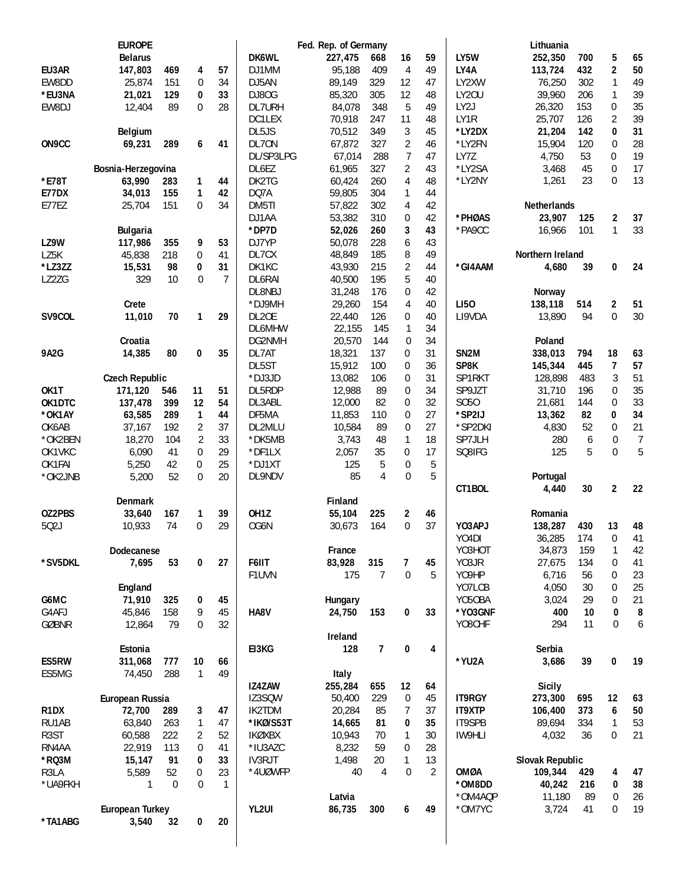## EUROPE

### Belarus

| Call | Score | QSOs | Zones | Countries |
|---|---|---|---|---|
| **EU3AR** | **147,803** | **469** | **4** | **57** |
| EW8DD | 25,874 | 151 | 0 | 34 |
| ***EU3NA** | **21,021** | **129** | **0** | **33** |
| EW8DJ | 12,404 | 89 | 0 | 28 |

### Belgium

| Call | Score | QSOs | Zones | Countries |
|---|---|---|---|---|
| **ON9CC** | **69,231** | **289** | **6** | **41** |

### Bosnia-Herzegovina

| Call | Score | QSOs | Zones | Countries |
|---|---|---|---|---|
| ***E78T** | **63,990** | **283** | **1** | **44** |
| **E77DX** | **34,013** | **155** | **1** | **42** |
| E77EZ | 25,704 | 151 | 0 | 34 |

### Bulgaria

| Call | Score | QSOs | Zones | Countries |
|---|---|---|---|---|
| **LZ9W** | **117,986** | **355** | **9** | **53** |
| LZ5K | 45,838 | 218 | 0 | 41 |
| ***LZ3ZZ** | **15,531** | **98** | **0** | **31** |
| LZ2ZG | 329 | 10 | 0 | 7 |

### Crete

| Call | Score | QSOs | Zones | Countries |
|---|---|---|---|---|
| **SV9COL** | **11,010** | **70** | **1** | **29** |

### Croatia

| Call | Score | QSOs | Zones | Countries |
|---|---|---|---|---|
| **9A2G** | **14,385** | **80** | **0** | **35** |

### Czech Republic

| Call | Score | QSOs | Zones | Countries |
|---|---|---|---|---|
| **OK1T** | **171,120** | **546** | **11** | **51** |
| **OK1DTC** | **137,478** | **399** | **12** | **54** |
| ***OK1AY** | **63,585** | **289** | **1** | **44** |
| OK6AB | 37,167 | 192 | 2 | 37 |
| *OK2BEN | 18,270 | 104 | 2 | 33 |
| OK1VKC | 6,090 | 41 | 0 | 29 |
| OK1FAI | 5,250 | 42 | 0 | 25 |
| *OK2JNB | 5,200 | 52 | 0 | 20 |

### Denmark

| Call | Score | QSOs | Zones | Countries |
|---|---|---|---|---|
| **OZ2PBS** | **33,640** | **167** | **1** | **39** |
| 5Q2J | 10,933 | 74 | 0 | 29 |

### Dodecanese

| Call | Score | QSOs | Zones | Countries |
|---|---|---|---|---|
| ***SV5DKL** | **7,695** | **53** | **0** | **27** |

### England

| Call | Score | QSOs | Zones | Countries |
|---|---|---|---|---|
| **G6MC** | **71,910** | **325** | **0** | **45** |
| G4AFJ | 45,846 | 158 | 9 | 45 |
| GØBNR | 12,864 | 79 | 0 | 32 |

### Estonia

| Call | Score | QSOs | Zones | Countries |
|---|---|---|---|---|
| **ES5RW** | **311,068** | **777** | **10** | **66** |
| ES5MG | 74,450 | 288 | 1 | 49 |

### European Russia

| Call | Score | QSOs | Zones | Countries |
|---|---|---|---|---|
| **R1DX** | **72,700** | **289** | **3** | **47** |
| RU1AB | 63,840 | 263 | 1 | 47 |
| R3ST | 60,588 | 222 | 2 | 52 |
| RN4AA | 22,919 | 113 | 0 | 41 |
| ***RQ3M** | **15,147** | **91** | **0** | **33** |
| R3LA | 5,589 | 52 | 0 | 23 |
| *UA9FKH | 1 | 0 | 0 | 1 |

### European Turkey

| Call | Score | QSOs | Zones | Countries |
|---|---|---|---|---|
| ***TA1ABG** | **3,540** | **32** | **0** | **20** |

### Fed. Rep. of Germany

| Call | Score | QSOs | Zones | Countries |
|---|---|---|---|---|
| **DK6WL** | **227,475** | **668** | **16** | **59** |
| DJ1MM | 95,188 | 409 | 4 | 49 |
| DJ5AN | 89,149 | 329 | 12 | 47 |
| DJ8OG | 85,320 | 305 | 12 | 48 |
| DL7URH | 84,078 | 348 | 5 | 49 |
| DC1LEX | 70,918 | 247 | 11 | 48 |
| DL5JS | 70,512 | 349 | 3 | 45 |
| DL7ON | 67,872 | 327 | 2 | 46 |
| DL/SP3LPG | 67,014 | 288 | 7 | 47 |
| DL6EZ | 61,965 | 327 | 2 | 43 |
| DK2TG | 60,424 | 260 | 4 | 48 |
| DQ7A | 59,805 | 304 | 1 | 44 |
| DM5TI | 57,822 | 302 | 4 | 42 |
| DJ1AA | 53,382 | 310 | 0 | 42 |
| ***DP7D** | **52,026** | **260** | **3** | **43** |
| DJ7YP | 50,078 | 228 | 6 | 43 |
| DL7CX | 48,849 | 185 | 8 | 49 |
| DK1KC | 43,930 | 215 | 2 | 44 |
| DL6RAI | 40,500 | 195 | 5 | 40 |
| DL8NBJ | 31,248 | 176 | 0 | 42 |
| *DJ9MH | 29,260 | 154 | 4 | 40 |
| DL2OE | 22,440 | 126 | 0 | 40 |
| DL6MHW | 22,155 | 145 | 1 | 34 |
| DG2NMH | 20,570 | 144 | 0 | 34 |
| DL7AT | 18,321 | 137 | 0 | 31 |
| DL5ST | 15,912 | 100 | 0 | 36 |
| *DJ3JD | 13,082 | 106 | 0 | 31 |
| DL5RDP | 12,988 | 89 | 0 | 34 |
| DL3ABL | 12,000 | 82 | 0 | 32 |
| DF5MA | 11,853 | 110 | 0 | 27 |
| DL2MLU | 10,584 | 89 | 0 | 27 |
| *DK5MB | 3,743 | 48 | 1 | 18 |
| *DF1LX | 2,057 | 35 | 0 | 17 |
| *DJ1XT | 125 | 5 | 0 | 5 |
| DL9NDV | 85 | 4 | 0 | 5 |

### Finland

| Call | Score | QSOs | Zones | Countries |
|---|---|---|---|---|
| **OH1Z** | **55,104** | **225** | **2** | **46** |
| OG6N | 30,673 | 164 | 0 | 37 |

### France

| Call | Score | QSOs | Zones | Countries |
|---|---|---|---|---|
| **F6IIT** | **83,928** | **315** | **7** | **45** |
| F1UVN | 175 | 7 | 0 | 5 |

### Hungary

| Call | Score | QSOs | Zones | Countries |
|---|---|---|---|---|
| **HA8V** | **24,750** | **153** | **0** | **33** |

### Ireland

| Call | Score | QSOs | Zones | Countries |
|---|---|---|---|---|
| **EI3KG** | **128** | **7** | **0** | **4** |

### Italy

| Call | Score | QSOs | Zones | Countries |
|---|---|---|---|---|
| **IZ4ZAW** | **255,284** | **655** | **12** | **64** |
| IZ3SQW | 50,400 | 229 | 0 | 45 |
| IK2TDM | 20,284 | 85 | 7 | 37 |
| ***IKØ/S53T** | **14,665** | **81** | **0** | **35** |
| IKØXBX | 10,943 | 70 | 1 | 30 |
| *IU3AZC | 8,232 | 59 | 0 | 28 |
| IV3RJT | 1,498 | 20 | 1 | 13 |
| *4UØWFP | 40 | 4 | 0 | 2 |

### Latvia

| Call | Score | QSOs | Zones | Countries |
|---|---|---|---|---|
| **YL2UI** | **86,735** | **300** | **6** | **49** |

### Lithuania

| Call | Score | QSOs | Zones | Countries |
|---|---|---|---|---|
| **LY5W** | **252,350** | **700** | **5** | **65** |
| **LY4A** | **113,724** | **432** | **2** | **50** |
| LY2XW | 76,250 | 302 | 1 | 49 |
| LY2OU | 39,960 | 206 | 1 | 39 |
| LY2J | 26,320 | 153 | 0 | 35 |
| LY1R | 25,707 | 126 | 2 | 39 |
| ***LY2DX** | **21,204** | **142** | **0** | **31** |
| *LY2FN | 15,904 | 120 | 0 | 28 |
| LY7Z | 4,750 | 53 | 0 | 19 |
| *LY2SA | 3,468 | 45 | 0 | 17 |
| *LY2NY | 1,261 | 23 | 0 | 13 |

### Netherlands

| Call | Score | QSOs | Zones | Countries |
|---|---|---|---|---|
| ***PHØAS** | **23,907** | **125** | **2** | **37** |
| *PA9CC | 16,966 | 101 | 1 | 33 |

### Northern Ireland

| Call | Score | QSOs | Zones | Countries |
|---|---|---|---|---|
| ***GI4AAM** | **4,680** | **39** | **0** | **24** |

### Norway

| Call | Score | QSOs | Zones | Countries |
|---|---|---|---|---|
| **LI5O** | **138,118** | **514** | **2** | **51** |
| LI9VDA | 13,890 | 94 | 0 | 30 |

### Poland

| Call | Score | QSOs | Zones | Countries |
|---|---|---|---|---|
| **SN2M** | **338,013** | **794** | **18** | **63** |
| **SP8K** | **145,344** | **445** | **7** | **57** |
| SP1RKT | 128,898 | 483 | 3 | 51 |
| SP9JZT | 31,710 | 196 | 0 | 35 |
| SO5O | 21,681 | 144 | 0 | 33 |
| ***SP2IJ** | **13,362** | **82** | **0** | **34** |
| *SP2DKI | 4,830 | 52 | 0 | 21 |
| SP7JLH | 280 | 6 | 0 | 7 |
| SQ8IFG | 125 | 5 | 0 | 5 |

### Portugal

| Call | Score | QSOs | Zones | Countries |
|---|---|---|---|---|
| **CT1BOL** | **4,440** | **30** | **2** | **22** |

### Romania

| Call | Score | QSOs | Zones | Countries |
|---|---|---|---|---|
| **YO3APJ** | **138,287** | **430** | **13** | **48** |
| YO4DI | 36,285 | 174 | 0 | 41 |
| YO3HOT | 34,873 | 159 | 1 | 42 |
| YO3JR | 27,675 | 134 | 0 | 41 |
| YO9HP | 6,716 | 56 | 0 | 23 |
| YO7LCB | 4,050 | 30 | 0 | 25 |
| YO5OBA | 3,024 | 29 | 0 | 21 |
| ***YO3GNF** | **400** | **10** | **0** | **8** |
| YO8CHF | 294 | 11 | 0 | 6 |

### Serbia

| Call | Score | QSOs | Zones | Countries |
|---|---|---|---|---|
| ***YU2A** | **3,686** | **39** | **0** | **19** |

### Sicily

| Call | Score | QSOs | Zones | Countries |
|---|---|---|---|---|
| **IT9RGY** | **273,300** | **695** | **12** | **63** |
| **IT9XTP** | **106,400** | **373** | **6** | **50** |
| IT9SPB | 89,694 | 334 | 1 | 53 |
| IW9HLI | 4,032 | 36 | 0 | 21 |

### Slovak Republic

| Call | Score | QSOs | Zones | Countries |
|---|---|---|---|---|
| **OMØA** | **109,344** | **429** | **4** | **47** |
| ***OM8DD** | **40,242** | **216** | **0** | **38** |
| *OM4AQP | 11,180 | 89 | 0 | 26 |
| *OM7YC | 3,724 | 41 | 0 | 19 |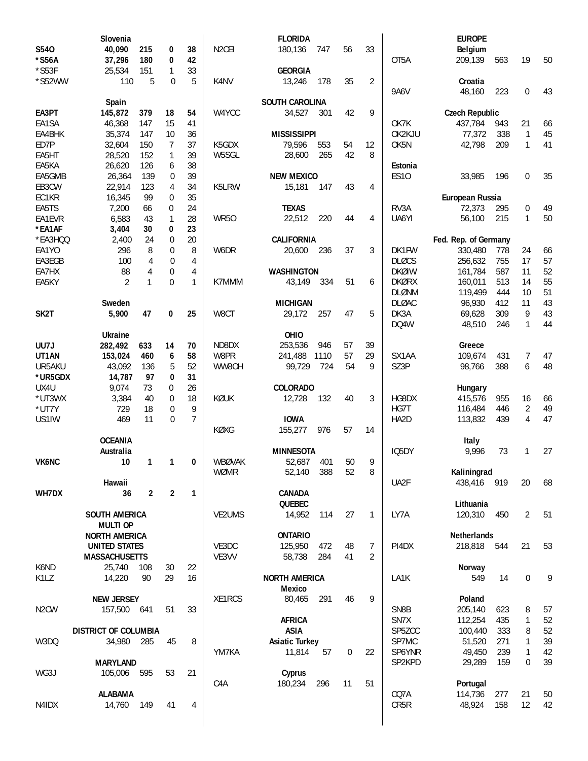| Call | Score | QSOs | | |
|---|---|---|---|---|
| **Slovenia** | | | | |
| **S54O** | **40,090** | **215** | **0** | **38** |
| ***S56A** | **37,296** | **180** | **0** | **42** |
| *S53F | 25,534 | 151 | 1 | 33 |
| *S52WW | 110 | 5 | 0 | 5 |
| **Spain** | | | | |
| **EA3PT** | **145,872** | **379** | **18** | **54** |
| EA1SA | 46,368 | 147 | 15 | 41 |
| EA4BHK | 35,374 | 147 | 10 | 36 |
| ED7P | 32,604 | 150 | 7 | 37 |
| EA5HT | 28,520 | 152 | 1 | 39 |
| EA5KA | 26,620 | 126 | 6 | 38 |
| EA5GMB | 26,364 | 139 | 0 | 39 |
| EB3CW | 22,914 | 123 | 4 | 34 |
| EC1KR | 16,345 | 99 | 0 | 35 |
| EA5TS | 7,200 | 66 | 0 | 24 |
| EA1EVR | 6,583 | 43 | 1 | 28 |
| ***EA1AF** | **3,404** | **30** | **0** | **23** |
| *EA3HQQ | 2,400 | 24 | 0 | 20 |
| EA1YO | 296 | 8 | 0 | 8 |
| EA3EGB | 100 | 4 | 0 | 4 |
| EA7HX | 88 | 4 | 0 | 4 |
| EA5KY | 2 | 1 | 0 | 1 |
| **Sweden** | | | | |
| **SK2T** | **5,900** | **47** | **0** | **25** |
| **Ukraine** | | | | |
| **UU7J** | **282,492** | **633** | **14** | **70** |
| **UT1AN** | **153,024** | **460** | **6** | **58** |
| UR5AKU | 43,092 | 136 | 5 | 52 |
| ***UR5GDX** | **14,787** | **97** | **0** | **31** |
| UX4U | 9,074 | 73 | 0 | 26 |
| *UT3WX | 3,384 | 40 | 0 | 18 |
| *UT7Y | 729 | 18 | 0 | 9 |
| US1IW | 469 | 11 | 0 | 7 |
| **OCEANIA** | | | | |
| **Australia** | | | | |
| **VK6NC** | **10** | **1** | **1** | **0** |
| **Hawaii** | | | | |
| **WH7DX** | **36** | **2** | **2** | **1** |
| **SOUTH AMERICA** | | | | |
| **MULTI OP** | | | | |
| **NORTH AMERICA** | | | | |
| **UNITED STATES** | | | | |
| **MASSACHUSETTS** | | | | |
| K6ND | 25,740 | 108 | 30 | 22 |
| K1LZ | 14,220 | 90 | 29 | 16 |
| **NEW JERSEY** | | | | |
| N2CW | 157,500 | 641 | 51 | 33 |
| **DISTRICT OF COLUMBIA** | | | | |
| W3DQ | 34,980 | 285 | 45 | 8 |
| **MARYLAND** | | | | |
| WG3J | 105,006 | 595 | 53 | 21 |
| **ALABAMA** | | | | |
| N4IDX | 14,760 | 149 | 41 | 4 |
| **FLORIDA** | | | | |
| N2CEI | 180,136 | 747 | 56 | 33 |
| **GEORGIA** | | | | |
| K4NV | 13,246 | 178 | 35 | 2 |
| **SOUTH CAROLINA** | | | | |
| W4YCC | 34,527 | 301 | 42 | 9 |
| **MISSISSIPPI** | | | | |
| K5GDX | 79,596 | 553 | 54 | 12 |
| W5SGL | 28,600 | 265 | 42 | 8 |
| **NEW MEXICO** | | | | |
| K5LRW | 15,181 | 147 | 43 | 4 |
| **TEXAS** | | | | |
| WR5O | 22,512 | 220 | 44 | 4 |
| **CALIFORNIA** | | | | |
| W6DR | 20,600 | 236 | 37 | 3 |
| **WASHINGTON** | | | | |
| K7MMM | 43,149 | 334 | 51 | 6 |
| **MICHIGAN** | | | | |
| W8CT | 29,172 | 257 | 47 | 5 |
| **OHIO** | | | | |
| ND8DX | 253,536 | 946 | 57 | 39 |
| W8PR | 241,488 | 1110 | 57 | 29 |
| WW8OH | 99,729 | 724 | 54 | 9 |
| **COLORADO** | | | | |
| KØUK | 12,728 | 132 | 40 | 3 |
| **IOWA** | | | | |
| KØXG | 155,277 | 976 | 57 | 14 |
| **MINNESOTA** | | | | |
| WBØVAK | 52,687 | 401 | 50 | 9 |
| WØMR | 52,140 | 388 | 52 | 8 |
| **CANADA** | | | | |
| **QUEBEC** | | | | |
| VE2UMS | 14,952 | 114 | 27 | 1 |
| **ONTARIO** | | | | |
| VE3DC | 125,950 | 472 | 48 | 7 |
| VE3VV | 58,738 | 284 | 41 | 2 |
| **NORTH AMERICA** | | | | |
| **Mexico** | | | | |
| XE1RCS | 80,465 | 291 | 46 | 9 |
| **AFRICA** | | | | |
| **ASIA** | | | | |
| **Asiatic Turkey** | | | | |
| YM7KA | 11,814 | 57 | 0 | 22 |
| **Cyprus** | | | | |
| C4A | 180,234 | 296 | 11 | 51 |
| **EUROPE** | | | | |
| **Belgium** | | | | |
| OT5A | 209,139 | 563 | 19 | 50 |
| **Croatia** | | | | |
| 9A6V | 48,160 | 223 | 0 | 43 |
| **Czech Republic** | | | | |
| OK7K | 437,784 | 943 | 21 | 66 |
| OK2KJU | 77,372 | 338 | 1 | 45 |
| OK5N | 42,798 | 209 | 1 | 41 |
| **Estonia** | | | | |
| ES1O | 33,985 | 196 | 0 | 35 |
| **European Russia** | | | | |
| RV3A | 72,373 | 295 | 0 | 49 |
| UA6YI | 56,100 | 215 | 1 | 50 |
| **Fed. Rep. of Germany** | | | | |
| DK1FW | 330,480 | 778 | 24 | 66 |
| DLØCS | 256,632 | 755 | 17 | 57 |
| DKØIW | 161,784 | 587 | 11 | 52 |
| DKØRX | 160,011 | 513 | 14 | 55 |
| DLØNM | 119,499 | 444 | 10 | 51 |
| DLØAC | 96,930 | 412 | 11 | 43 |
| DK3A | 69,628 | 309 | 9 | 43 |
| DQ4W | 48,510 | 246 | 1 | 44 |
| **Greece** | | | | |
| SX1AA | 109,674 | 431 | 7 | 47 |
| SZ3P | 98,766 | 388 | 6 | 48 |
| **Hungary** | | | | |
| HG8DX | 415,576 | 955 | 16 | 66 |
| HG7T | 116,484 | 446 | 2 | 49 |
| HA2D | 113,832 | 439 | 4 | 47 |
| **Italy** | | | | |
| IQ5DY | 9,996 | 73 | 1 | 27 |
| **Kaliningrad** | | | | |
| UA2F | 438,416 | 919 | 20 | 68 |
| **Lithuania** | | | | |
| LY7A | 120,310 | 450 | 2 | 51 |
| **Netherlands** | | | | |
| PI4DX | 218,818 | 544 | 21 | 53 |
| **Norway** | | | | |
| LA1K | 549 | 14 | 0 | 9 |
| **Poland** | | | | |
| SN8B | 205,140 | 623 | 8 | 57 |
| SN7X | 112,254 | 435 | 1 | 52 |
| SP5ZCC | 100,440 | 333 | 8 | 52 |
| SP7MC | 51,520 | 271 | 1 | 39 |
| SP6YNR | 49,450 | 239 | 1 | 42 |
| SP2KPD | 29,289 | 159 | 0 | 39 |
| **Portugal** | | | | |
| CQ7A | 114,736 | 277 | 21 | 50 |
| CR5R | 48,924 | 158 | 12 | 42 |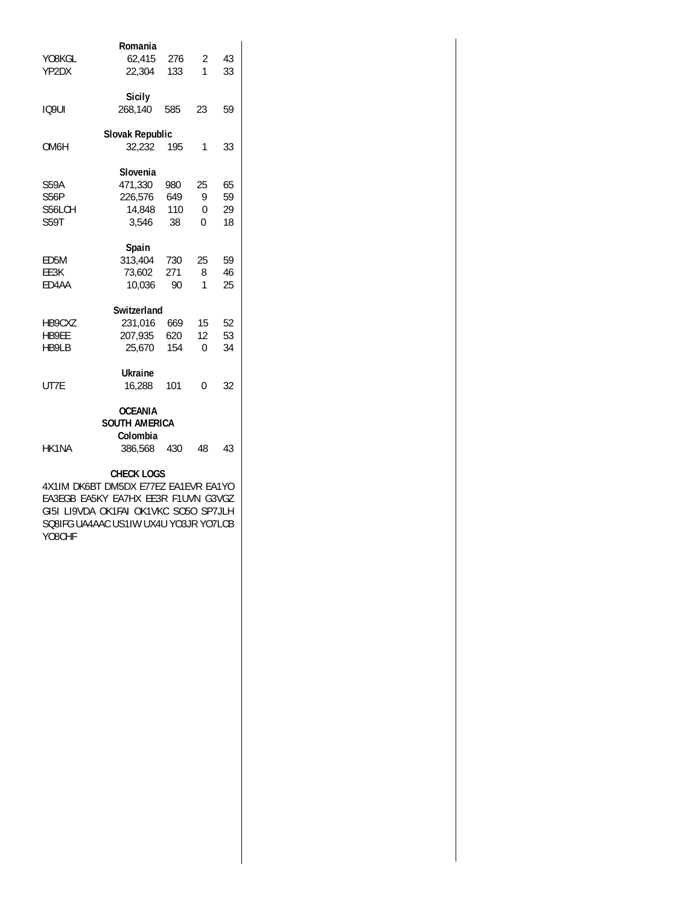**Romania**

| | | | | |
|---|---|---|---|---|
| YO8KGL | 62,415 | 276 | 2 | 43 |
| YP2DX | 22,304 | 133 | 1 | 33 |

**Sicily**

| | | | | |
|---|---|---|---|---|
| IQ9UI | 268,140 | 585 | 23 | 59 |

**Slovak Republic**

| | | | | |
|---|---|---|---|---|
| OM6H | 32,232 | 195 | 1 | 33 |

**Slovenia**

| | | | | |
|---|---|---|---|---|
| S59A | 471,330 | 980 | 25 | 65 |
| S56P | 226,576 | 649 | 9 | 59 |
| S56LCH | 14,848 | 110 | 0 | 29 |
| S59T | 3,546 | 38 | 0 | 18 |

**Spain**

| | | | | |
|---|---|---|---|---|
| ED5M | 313,404 | 730 | 25 | 59 |
| EE3K | 73,602 | 271 | 8 | 46 |
| ED4AA | 10,036 | 90 | 1 | 25 |

**Switzerland**

| | | | | |
|---|---|---|---|---|
| HB9CXZ | 231,016 | 669 | 15 | 52 |
| HB9EE | 207,935 | 620 | 12 | 53 |
| HB9LB | 25,670 | 154 | 0 | 34 |

**Ukraine**

| | | | | |
|---|---|---|---|---|
| UT7E | 16,288 | 101 | 0 | 32 |

**OCEANIA**

**SOUTH AMERICA**

**Colombia**

| | | | | |
|---|---|---|---|---|
| HK1NA | 386,568 | 430 | 48 | 43 |

**CHECK LOGS**

4X1IM DK6BT DM5DX E77EZ EA1EVR EA1YO EA3EGB EA5KY EA7HX EE3R F1UVN G3VGZ GI5I LI9VDA OK1FAI OK1VKC SO5O SP7JLH SQ8IFG UA4AAC US1IW UX4U YO3JR YO7LCB YO8CHF